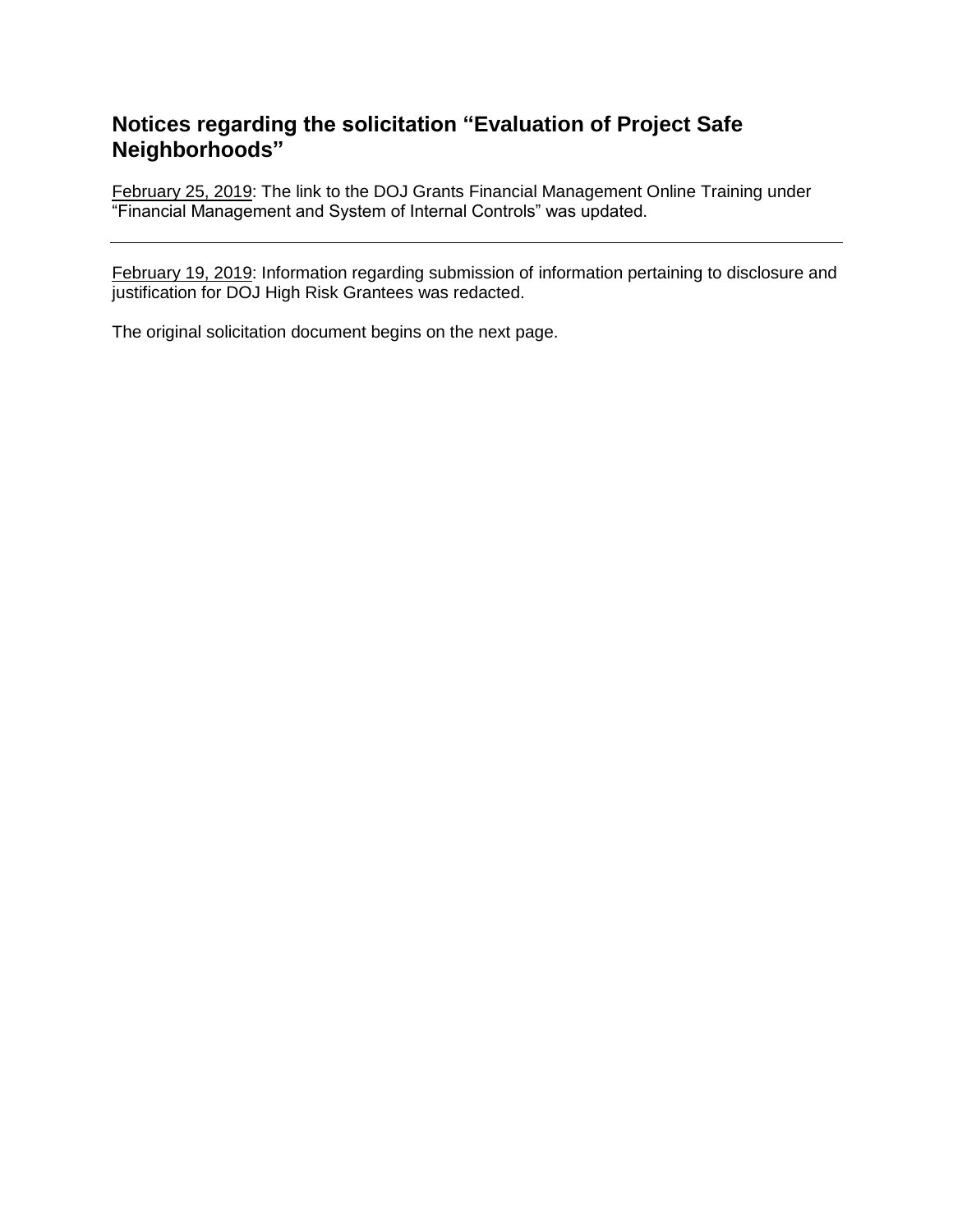## Notices regarding the solicitation "Evaluation of Project Safe Neighborhoods"

February 25, 2019: The link to the DOJ Grants Financial Management Online Training under "Financial Management and System of Internal Controls" was updated.

---

February 19, 2019: Information regarding submission of information pertaining to disclosure and justification for DOJ High Risk Grantees was redacted.

The original solicitation document begins on the next page.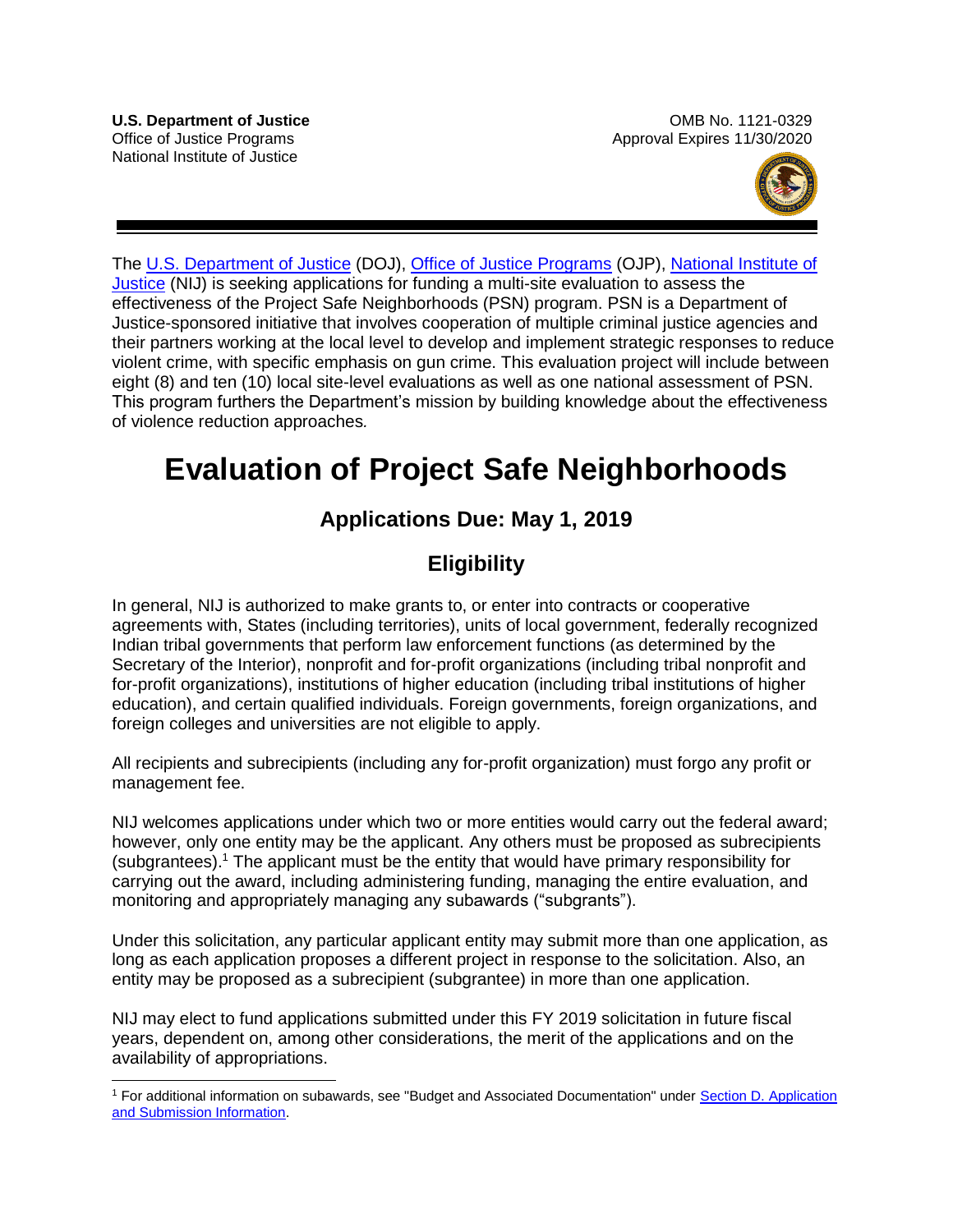**U.S. Department of Justice**
Office of Justice Programs
National Institute of Justice

OMB No. 1121-0329
Approval Expires 11/30/2020

The U.S. Department of Justice (DOJ), Office of Justice Programs (OJP), National Institute of Justice (NIJ) is seeking applications for funding a multi-site evaluation to assess the effectiveness of the Project Safe Neighborhoods (PSN) program. PSN is a Department of Justice-sponsored initiative that involves cooperation of multiple criminal justice agencies and their partners working at the local level to develop and implement strategic responses to reduce violent crime, with specific emphasis on gun crime. This evaluation project will include between eight (8) and ten (10) local site-level evaluations as well as one national assessment of PSN. This program furthers the Department's mission by building knowledge about the effectiveness of violence reduction approaches*.*

# Evaluation of Project Safe Neighborhoods

## Applications Due: May 1, 2019

## Eligibility

In general, NIJ is authorized to make grants to, or enter into contracts or cooperative agreements with, States (including territories), units of local government, federally recognized Indian tribal governments that perform law enforcement functions (as determined by the Secretary of the Interior), nonprofit and for-profit organizations (including tribal nonprofit and for-profit organizations), institutions of higher education (including tribal institutions of higher education), and certain qualified individuals. Foreign governments, foreign organizations, and foreign colleges and universities are not eligible to apply.

All recipients and subrecipients (including any for-profit organization) must forgo any profit or management fee.

NIJ welcomes applications under which two or more entities would carry out the federal award; however, only one entity may be the applicant. Any others must be proposed as subrecipients (subgrantees).[1] The applicant must be the entity that would have primary responsibility for carrying out the award, including administering funding, managing the entire evaluation, and monitoring and appropriately managing any subawards ("subgrants").

Under this solicitation, any particular applicant entity may submit more than one application, as long as each application proposes a different project in response to the solicitation. Also, an entity may be proposed as a subrecipient (subgrantee) in more than one application.

NIJ may elect to fund applications submitted under this FY 2019 solicitation in future fiscal years, dependent on, among other considerations, the merit of the applications and on the availability of appropriations.

[1] For additional information on subawards, see "Budget and Associated Documentation" under Section D. Application and Submission Information.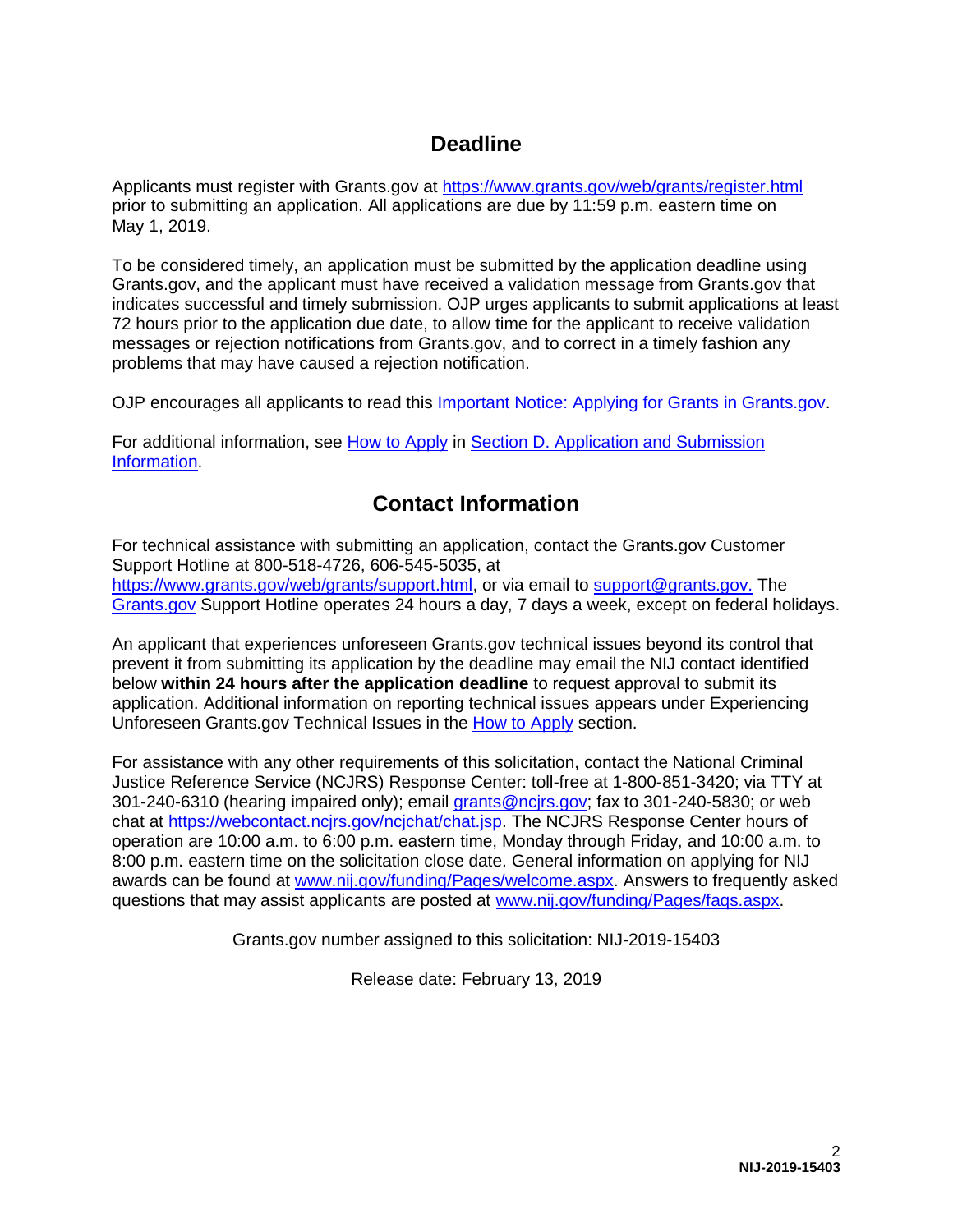## Deadline

Applicants must register with Grants.gov at https://www.grants.gov/web/grants/register.html prior to submitting an application. All applications are due by 11:59 p.m. eastern time on May 1, 2019.

To be considered timely, an application must be submitted by the application deadline using Grants.gov, and the applicant must have received a validation message from Grants.gov that indicates successful and timely submission. OJP urges applicants to submit applications at least 72 hours prior to the application due date, to allow time for the applicant to receive validation messages or rejection notifications from Grants.gov, and to correct in a timely fashion any problems that may have caused a rejection notification.

OJP encourages all applicants to read this Important Notice: Applying for Grants in Grants.gov.

For additional information, see How to Apply in Section D. Application and Submission Information.

## Contact Information

For technical assistance with submitting an application, contact the Grants.gov Customer Support Hotline at 800-518-4726, 606-545-5035, at https://www.grants.gov/web/grants/support.html, or via email to support@grants.gov. The Grants.gov Support Hotline operates 24 hours a day, 7 days a week, except on federal holidays.

An applicant that experiences unforeseen Grants.gov technical issues beyond its control that prevent it from submitting its application by the deadline may email the NIJ contact identified below **within 24 hours after the application deadline** to request approval to submit its application. Additional information on reporting technical issues appears under Experiencing Unforeseen Grants.gov Technical Issues in the How to Apply section.

For assistance with any other requirements of this solicitation, contact the National Criminal Justice Reference Service (NCJRS) Response Center: toll-free at 1-800-851-3420; via TTY at 301-240-6310 (hearing impaired only); email grants@ncjrs.gov; fax to 301-240-5830; or web chat at https://webcontact.ncjrs.gov/ncjchat/chat.jsp. The NCJRS Response Center hours of operation are 10:00 a.m. to 6:00 p.m. eastern time, Monday through Friday, and 10:00 a.m. to 8:00 p.m. eastern time on the solicitation close date. General information on applying for NIJ awards can be found at www.nij.gov/funding/Pages/welcome.aspx. Answers to frequently asked questions that may assist applicants are posted at www.nij.gov/funding/Pages/faqs.aspx.

Grants.gov number assigned to this solicitation: NIJ-2019-15403

Release date: February 13, 2019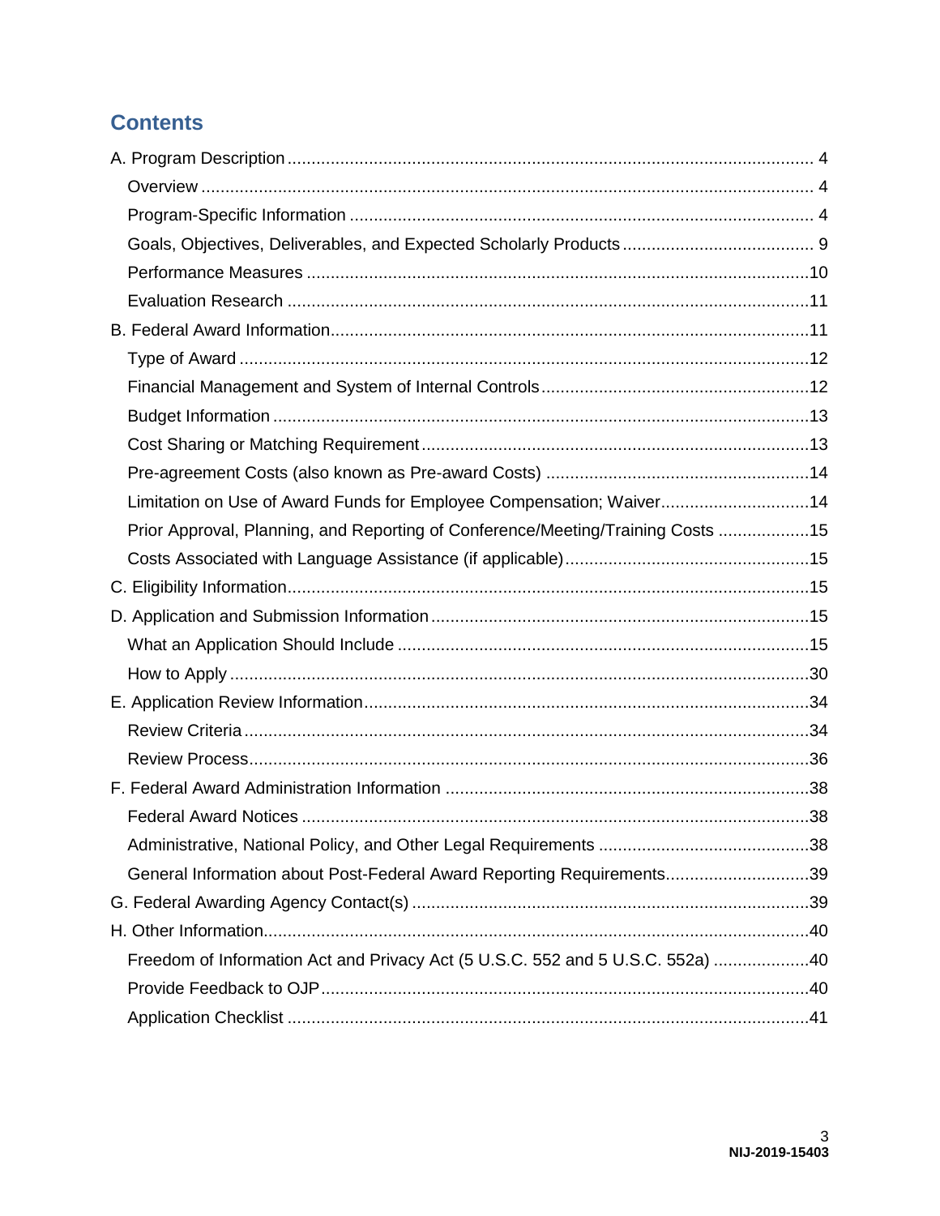## Contents

A. Program Description .......... 4

- Overview .......... 4
- Program-Specific Information .......... 4
- Goals, Objectives, Deliverables, and Expected Scholarly Products .......... 9
- Performance Measures .......... 10
- Evaluation Research .......... 11

B. Federal Award Information .......... 11

- Type of Award .......... 12
- Financial Management and System of Internal Controls .......... 12
- Budget Information .......... 13
- Cost Sharing or Matching Requirement .......... 13
- Pre-agreement Costs (also known as Pre-award Costs) .......... 14
- Limitation on Use of Award Funds for Employee Compensation; Waiver .......... 14
- Prior Approval, Planning, and Reporting of Conference/Meeting/Training Costs .......... 15
- Costs Associated with Language Assistance (if applicable) .......... 15

C. Eligibility Information .......... 15

D. Application and Submission Information .......... 15

- What an Application Should Include .......... 15
- How to Apply .......... 30

E. Application Review Information .......... 34

- Review Criteria .......... 34
- Review Process .......... 36

F. Federal Award Administration Information .......... 38

- Federal Award Notices .......... 38
- Administrative, National Policy, and Other Legal Requirements .......... 38
- General Information about Post-Federal Award Reporting Requirements .......... 39

G. Federal Awarding Agency Contact(s) .......... 39

H. Other Information .......... 40

- Freedom of Information Act and Privacy Act (5 U.S.C. 552 and 5 U.S.C. 552a) .......... 40
- Provide Feedback to OJP .......... 40
- Application Checklist .......... 41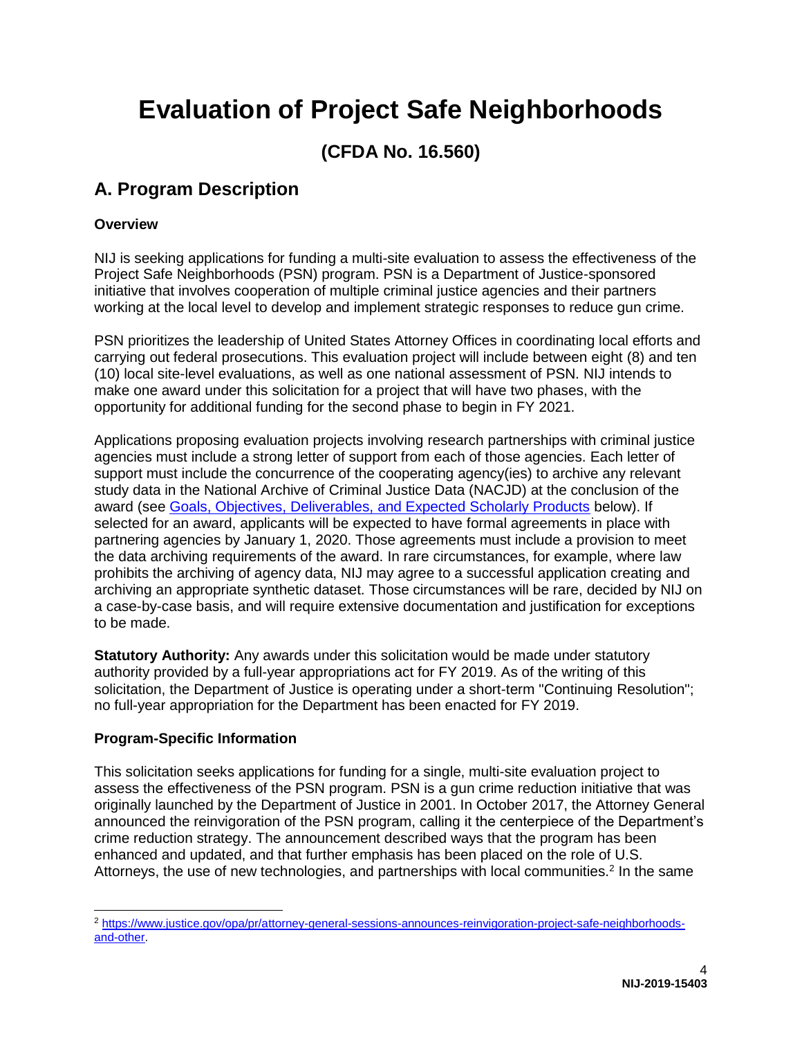# Evaluation of Project Safe Neighborhoods

## (CFDA No. 16.560)

## A. Program Description

### Overview

NIJ is seeking applications for funding a multi-site evaluation to assess the effectiveness of the Project Safe Neighborhoods (PSN) program. PSN is a Department of Justice-sponsored initiative that involves cooperation of multiple criminal justice agencies and their partners working at the local level to develop and implement strategic responses to reduce gun crime.

PSN prioritizes the leadership of United States Attorney Offices in coordinating local efforts and carrying out federal prosecutions. This evaluation project will include between eight (8) and ten (10) local site-level evaluations, as well as one national assessment of PSN. NIJ intends to make one award under this solicitation for a project that will have two phases, with the opportunity for additional funding for the second phase to begin in FY 2021.

Applications proposing evaluation projects involving research partnerships with criminal justice agencies must include a strong letter of support from each of those agencies. Each letter of support must include the concurrence of the cooperating agency(ies) to archive any relevant study data in the National Archive of Criminal Justice Data (NACJD) at the conclusion of the award (see Goals, Objectives, Deliverables, and Expected Scholarly Products below). If selected for an award, applicants will be expected to have formal agreements in place with partnering agencies by January 1, 2020. Those agreements must include a provision to meet the data archiving requirements of the award. In rare circumstances, for example, where law prohibits the archiving of agency data, NIJ may agree to a successful application creating and archiving an appropriate synthetic dataset. Those circumstances will be rare, decided by NIJ on a case-by-case basis, and will require extensive documentation and justification for exceptions to be made.

**Statutory Authority:** Any awards under this solicitation would be made under statutory authority provided by a full-year appropriations act for FY 2019. As of the writing of this solicitation, the Department of Justice is operating under a short-term "Continuing Resolution"; no full-year appropriation for the Department has been enacted for FY 2019.

### Program-Specific Information

This solicitation seeks applications for funding for a single, multi-site evaluation project to assess the effectiveness of the PSN program. PSN is a gun crime reduction initiative that was originally launched by the Department of Justice in 2001. In October 2017, the Attorney General announced the reinvigoration of the PSN program, calling it the centerpiece of the Department's crime reduction strategy. The announcement described ways that the program has been enhanced and updated, and that further emphasis has been placed on the role of U.S. Attorneys, the use of new technologies, and partnerships with local communities.[2] In the same

[2] https://www.justice.gov/opa/pr/attorney-general-sessions-announces-reinvigoration-project-safe-neighborhoods-and-other.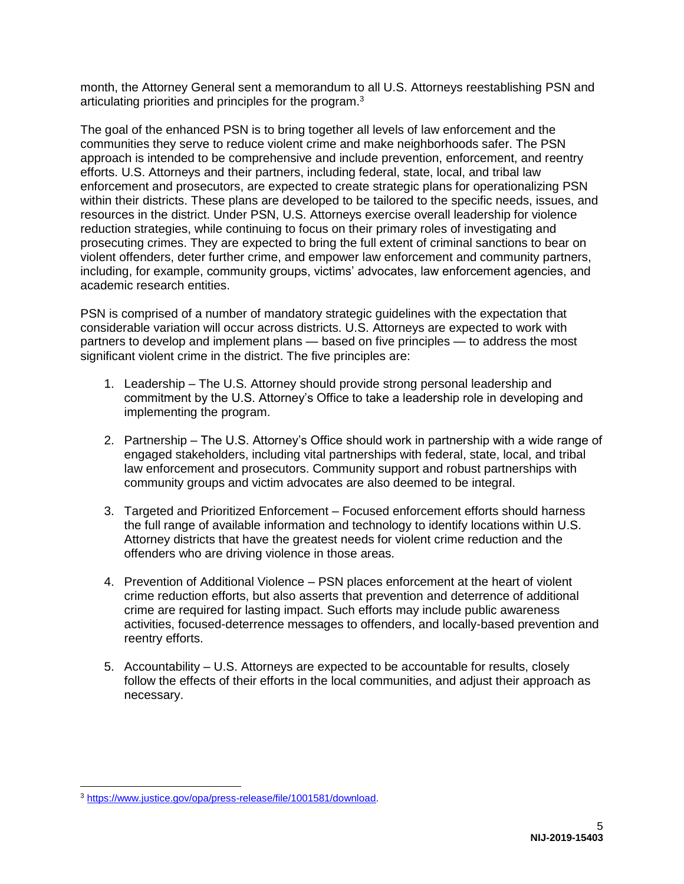month, the Attorney General sent a memorandum to all U.S. Attorneys reestablishing PSN and articulating priorities and principles for the program.[3]

The goal of the enhanced PSN is to bring together all levels of law enforcement and the communities they serve to reduce violent crime and make neighborhoods safer. The PSN approach is intended to be comprehensive and include prevention, enforcement, and reentry efforts. U.S. Attorneys and their partners, including federal, state, local, and tribal law enforcement and prosecutors, are expected to create strategic plans for operationalizing PSN within their districts. These plans are developed to be tailored to the specific needs, issues, and resources in the district. Under PSN, U.S. Attorneys exercise overall leadership for violence reduction strategies, while continuing to focus on their primary roles of investigating and prosecuting crimes. They are expected to bring the full extent of criminal sanctions to bear on violent offenders, deter further crime, and empower law enforcement and community partners, including, for example, community groups, victims' advocates, law enforcement agencies, and academic research entities.

PSN is comprised of a number of mandatory strategic guidelines with the expectation that considerable variation will occur across districts. U.S. Attorneys are expected to work with partners to develop and implement plans — based on five principles — to address the most significant violent crime in the district. The five principles are:

1. Leadership – The U.S. Attorney should provide strong personal leadership and commitment by the U.S. Attorney's Office to take a leadership role in developing and implementing the program.

2. Partnership – The U.S. Attorney's Office should work in partnership with a wide range of engaged stakeholders, including vital partnerships with federal, state, local, and tribal law enforcement and prosecutors. Community support and robust partnerships with community groups and victim advocates are also deemed to be integral.

3. Targeted and Prioritized Enforcement – Focused enforcement efforts should harness the full range of available information and technology to identify locations within U.S. Attorney districts that have the greatest needs for violent crime reduction and the offenders who are driving violence in those areas.

4. Prevention of Additional Violence – PSN places enforcement at the heart of violent crime reduction efforts, but also asserts that prevention and deterrence of additional crime are required for lasting impact. Such efforts may include public awareness activities, focused-deterrence messages to offenders, and locally-based prevention and reentry efforts.

5. Accountability – U.S. Attorneys are expected to be accountable for results, closely follow the effects of their efforts in the local communities, and adjust their approach as necessary.

---

[3] https://www.justice.gov/opa/press-release/file/1001581/download.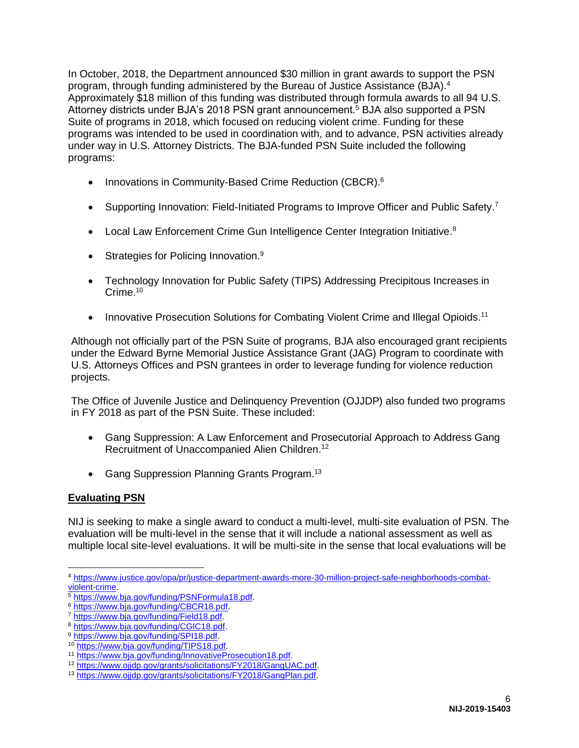In October, 2018, the Department announced $30 million in grant awards to support the PSN program, through funding administered by the Bureau of Justice Assistance (BJA).[4] Approximately $18 million of this funding was distributed through formula awards to all 94 U.S. Attorney districts under BJA's 2018 PSN grant announcement.[5] BJA also supported a PSN Suite of programs in 2018, which focused on reducing violent crime. Funding for these programs was intended to be used in coordination with, and to advance, PSN activities already under way in U.S. Attorney Districts. The BJA-funded PSN Suite included the following programs:

- Innovations in Community-Based Crime Reduction (CBCR).[6]
- Supporting Innovation: Field-Initiated Programs to Improve Officer and Public Safety.[7]
- Local Law Enforcement Crime Gun Intelligence Center Integration Initiative.[8]
- Strategies for Policing Innovation.[9]
- Technology Innovation for Public Safety (TIPS) Addressing Precipitous Increases in Crime.[10]
- Innovative Prosecution Solutions for Combating Violent Crime and Illegal Opioids.[11]

Although not officially part of the PSN Suite of programs, BJA also encouraged grant recipients under the Edward Byrne Memorial Justice Assistance Grant (JAG) Program to coordinate with U.S. Attorneys Offices and PSN grantees in order to leverage funding for violence reduction projects.

The Office of Juvenile Justice and Delinquency Prevention (OJJDP) also funded two programs in FY 2018 as part of the PSN Suite. These included:

- Gang Suppression: A Law Enforcement and Prosecutorial Approach to Address Gang Recruitment of Unaccompanied Alien Children.[12]
- Gang Suppression Planning Grants Program.[13]

## Evaluating PSN

NIJ is seeking to make a single award to conduct a multi-level, multi-site evaluation of PSN. The evaluation will be multi-level in the sense that it will include a national assessment as well as multiple local site-level evaluations. It will be multi-site in the sense that local evaluations will be

---

[4] https://www.justice.gov/opa/pr/justice-department-awards-more-30-million-project-safe-neighborhoods-combat-violent-crime.

[5] https://www.bja.gov/funding/PSNFormula18.pdf.

[6] https://www.bja.gov/funding/CBCR18.pdf.

[7] https://www.bja.gov/funding/Field18.pdf.

[8] https://www.bja.gov/funding/CGIC18.pdf.

[9] https://www.bja.gov/funding/SPI18.pdf.

[10] https://www.bja.gov/funding/TIPS18.pdf.

[11] https://www.bja.gov/funding/InnovativeProsecution18.pdf.

[12] https://www.ojjdp.gov/grants/solicitations/FY2018/GangUAC.pdf.

[13] https://www.ojjdp.gov/grants/solicitations/FY2018/GangPlan.pdf.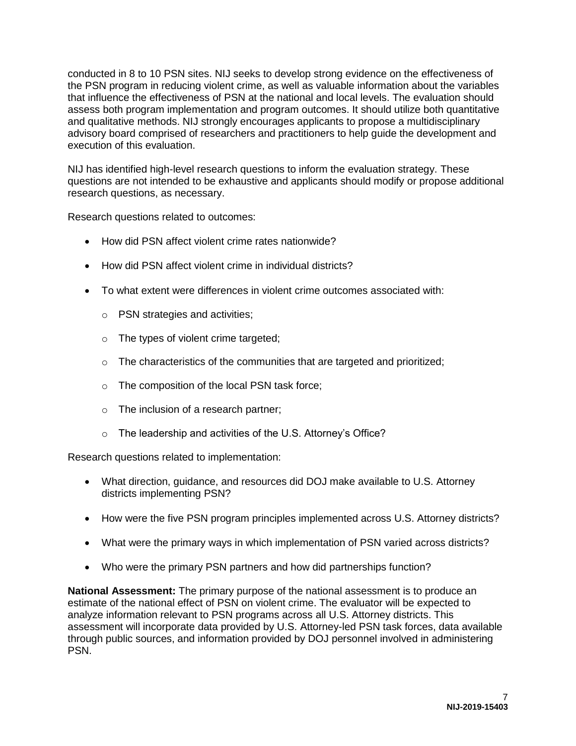conducted in 8 to 10 PSN sites. NIJ seeks to develop strong evidence on the effectiveness of the PSN program in reducing violent crime, as well as valuable information about the variables that influence the effectiveness of PSN at the national and local levels. The evaluation should assess both program implementation and program outcomes. It should utilize both quantitative and qualitative methods. NIJ strongly encourages applicants to propose a multidisciplinary advisory board comprised of researchers and practitioners to help guide the development and execution of this evaluation.

NIJ has identified high-level research questions to inform the evaluation strategy. These questions are not intended to be exhaustive and applicants should modify or propose additional research questions, as necessary.

Research questions related to outcomes:

- How did PSN affect violent crime rates nationwide?
- How did PSN affect violent crime in individual districts?
- To what extent were differences in violent crime outcomes associated with:
  - PSN strategies and activities;
  - The types of violent crime targeted;
  - The characteristics of the communities that are targeted and prioritized;
  - The composition of the local PSN task force;
  - The inclusion of a research partner;
  - The leadership and activities of the U.S. Attorney's Office?

Research questions related to implementation:

- What direction, guidance, and resources did DOJ make available to U.S. Attorney districts implementing PSN?
- How were the five PSN program principles implemented across U.S. Attorney districts?
- What were the primary ways in which implementation of PSN varied across districts?
- Who were the primary PSN partners and how did partnerships function?

**National Assessment:** The primary purpose of the national assessment is to produce an estimate of the national effect of PSN on violent crime. The evaluator will be expected to analyze information relevant to PSN programs across all U.S. Attorney districts. This assessment will incorporate data provided by U.S. Attorney-led PSN task forces, data available through public sources, and information provided by DOJ personnel involved in administering PSN.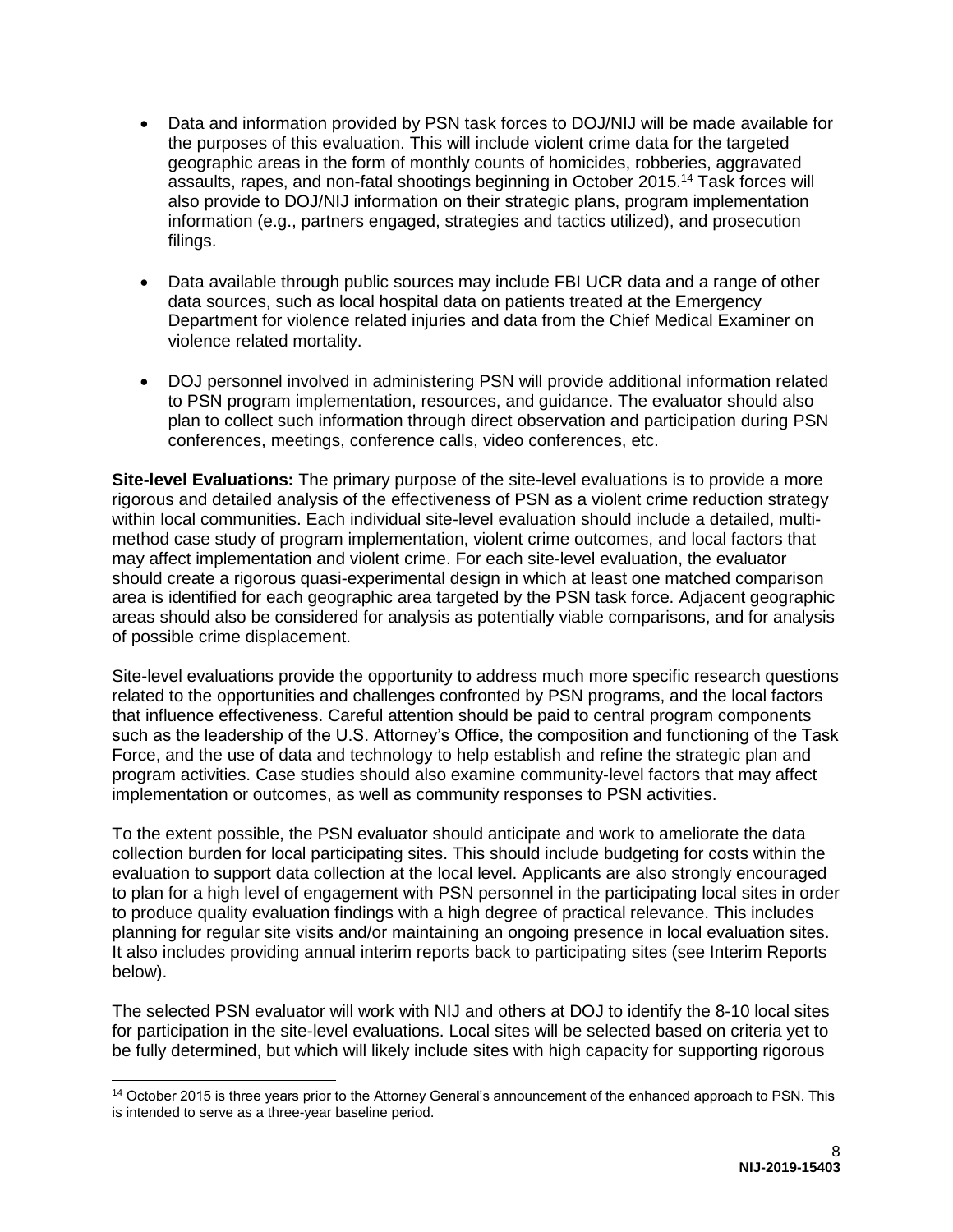- Data and information provided by PSN task forces to DOJ/NIJ will be made available for the purposes of this evaluation. This will include violent crime data for the targeted geographic areas in the form of monthly counts of homicides, robberies, aggravated assaults, rapes, and non-fatal shootings beginning in October 2015.[14] Task forces will also provide to DOJ/NIJ information on their strategic plans, program implementation information (e.g., partners engaged, strategies and tactics utilized), and prosecution filings.

- Data available through public sources may include FBI UCR data and a range of other data sources, such as local hospital data on patients treated at the Emergency Department for violence related injuries and data from the Chief Medical Examiner on violence related mortality.

- DOJ personnel involved in administering PSN will provide additional information related to PSN program implementation, resources, and guidance. The evaluator should also plan to collect such information through direct observation and participation during PSN conferences, meetings, conference calls, video conferences, etc.

**Site-level Evaluations:** The primary purpose of the site-level evaluations is to provide a more rigorous and detailed analysis of the effectiveness of PSN as a violent crime reduction strategy within local communities. Each individual site-level evaluation should include a detailed, multi-method case study of program implementation, violent crime outcomes, and local factors that may affect implementation and violent crime. For each site-level evaluation, the evaluator should create a rigorous quasi-experimental design in which at least one matched comparison area is identified for each geographic area targeted by the PSN task force. Adjacent geographic areas should also be considered for analysis as potentially viable comparisons, and for analysis of possible crime displacement.

Site-level evaluations provide the opportunity to address much more specific research questions related to the opportunities and challenges confronted by PSN programs, and the local factors that influence effectiveness. Careful attention should be paid to central program components such as the leadership of the U.S. Attorney's Office, the composition and functioning of the Task Force, and the use of data and technology to help establish and refine the strategic plan and program activities. Case studies should also examine community-level factors that may affect implementation or outcomes, as well as community responses to PSN activities.

To the extent possible, the PSN evaluator should anticipate and work to ameliorate the data collection burden for local participating sites. This should include budgeting for costs within the evaluation to support data collection at the local level. Applicants are also strongly encouraged to plan for a high level of engagement with PSN personnel in the participating local sites in order to produce quality evaluation findings with a high degree of practical relevance. This includes planning for regular site visits and/or maintaining an ongoing presence in local evaluation sites. It also includes providing annual interim reports back to participating sites (see Interim Reports below).

The selected PSN evaluator will work with NIJ and others at DOJ to identify the 8-10 local sites for participation in the site-level evaluations. Local sites will be selected based on criteria yet to be fully determined, but which will likely include sites with high capacity for supporting rigorous

---

[14] October 2015 is three years prior to the Attorney General's announcement of the enhanced approach to PSN. This is intended to serve as a three-year baseline period.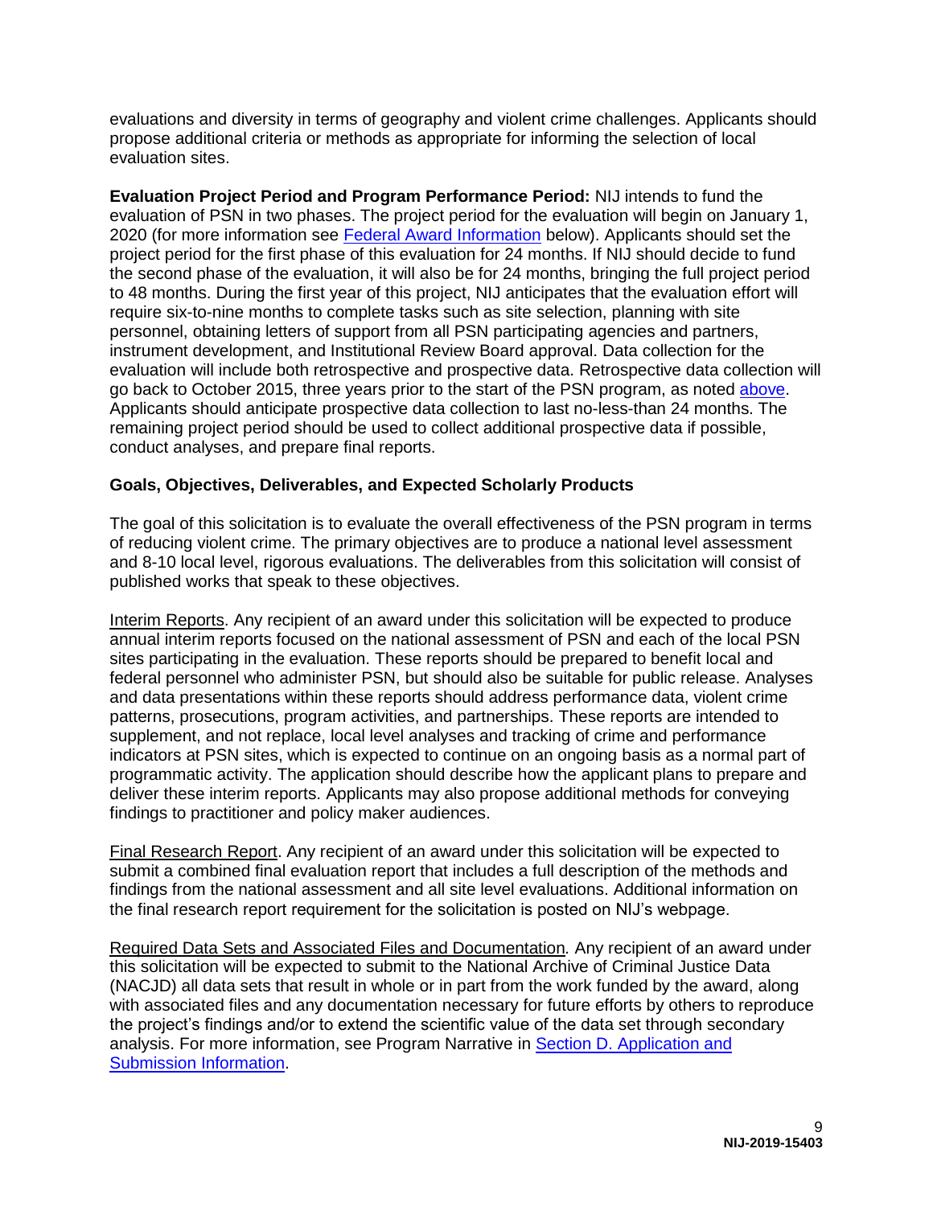evaluations and diversity in terms of geography and violent crime challenges. Applicants should propose additional criteria or methods as appropriate for informing the selection of local evaluation sites.

**Evaluation Project Period and Program Performance Period:** NIJ intends to fund the evaluation of PSN in two phases. The project period for the evaluation will begin on January 1, 2020 (for more information see Federal Award Information below). Applicants should set the project period for the first phase of this evaluation for 24 months. If NIJ should decide to fund the second phase of the evaluation, it will also be for 24 months, bringing the full project period to 48 months. During the first year of this project, NIJ anticipates that the evaluation effort will require six-to-nine months to complete tasks such as site selection, planning with site personnel, obtaining letters of support from all PSN participating agencies and partners, instrument development, and Institutional Review Board approval. Data collection for the evaluation will include both retrospective and prospective data. Retrospective data collection will go back to October 2015, three years prior to the start of the PSN program, as noted above. Applicants should anticipate prospective data collection to last no-less-than 24 months. The remaining project period should be used to collect additional prospective data if possible, conduct analyses, and prepare final reports.

**Goals, Objectives, Deliverables, and Expected Scholarly Products**

The goal of this solicitation is to evaluate the overall effectiveness of the PSN program in terms of reducing violent crime. The primary objectives are to produce a national level assessment and 8-10 local level, rigorous evaluations. The deliverables from this solicitation will consist of published works that speak to these objectives.

Interim Reports. Any recipient of an award under this solicitation will be expected to produce annual interim reports focused on the national assessment of PSN and each of the local PSN sites participating in the evaluation. These reports should be prepared to benefit local and federal personnel who administer PSN, but should also be suitable for public release. Analyses and data presentations within these reports should address performance data, violent crime patterns, prosecutions, program activities, and partnerships. These reports are intended to supplement, and not replace, local level analyses and tracking of crime and performance indicators at PSN sites, which is expected to continue on an ongoing basis as a normal part of programmatic activity. The application should describe how the applicant plans to prepare and deliver these interim reports. Applicants may also propose additional methods for conveying findings to practitioner and policy maker audiences.

Final Research Report. Any recipient of an award under this solicitation will be expected to submit a combined final evaluation report that includes a full description of the methods and findings from the national assessment and all site level evaluations. Additional information on the final research report requirement for the solicitation is posted on NIJ's webpage.

Required Data Sets and Associated Files and Documentation*.* Any recipient of an award under this solicitation will be expected to submit to the National Archive of Criminal Justice Data (NACJD) all data sets that result in whole or in part from the work funded by the award, along with associated files and any documentation necessary for future efforts by others to reproduce the project's findings and/or to extend the scientific value of the data set through secondary analysis. For more information, see Program Narrative in Section D. Application and Submission Information.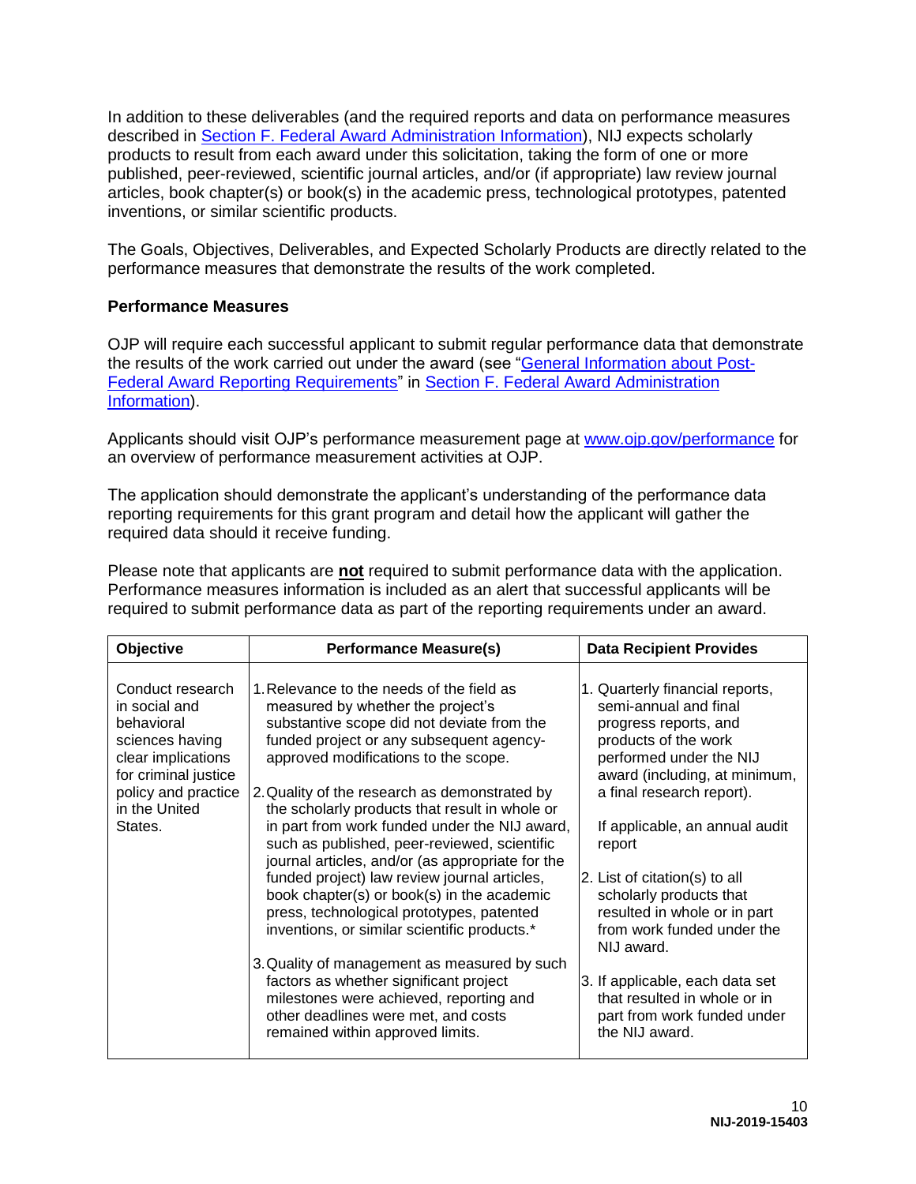In addition to these deliverables (and the required reports and data on performance measures described in Section F. Federal Award Administration Information), NIJ expects scholarly products to result from each award under this solicitation, taking the form of one or more published, peer-reviewed, scientific journal articles, and/or (if appropriate) law review journal articles, book chapter(s) or book(s) in the academic press, technological prototypes, patented inventions, or similar scientific products.

The Goals, Objectives, Deliverables, and Expected Scholarly Products are directly related to the performance measures that demonstrate the results of the work completed.

**Performance Measures**

OJP will require each successful applicant to submit regular performance data that demonstrate the results of the work carried out under the award (see "General Information about Post-Federal Award Reporting Requirements" in Section F. Federal Award Administration Information).

Applicants should visit OJP's performance measurement page at www.ojp.gov/performance for an overview of performance measurement activities at OJP.

The application should demonstrate the applicant's understanding of the performance data reporting requirements for this grant program and detail how the applicant will gather the required data should it receive funding.

Please note that applicants are **not** required to submit performance data with the application. Performance measures information is included as an alert that successful applicants will be required to submit performance data as part of the reporting requirements under an award.

| Objective | Performance Measure(s) | Data Recipient Provides |
|---|---|---|
| Conduct research in social and behavioral sciences having clear implications for criminal justice policy and practice in the United States. | 1. Relevance to the needs of the field as measured by whether the project's substantive scope did not deviate from the funded project or any subsequent agency-approved modifications to the scope.<br><br>2. Quality of the research as demonstrated by the scholarly products that result in whole or in part from work funded under the NIJ award, such as published, peer-reviewed, scientific journal articles, and/or (as appropriate for the funded project) law review journal articles, book chapter(s) or book(s) in the academic press, technological prototypes, patented inventions, or similar scientific products.*<br><br>3. Quality of management as measured by such factors as whether significant project milestones were achieved, reporting and other deadlines were met, and costs remained within approved limits. | 1. Quarterly financial reports, semi-annual and final progress reports, and products of the work performed under the NIJ award (including, at minimum, a final research report).<br><br>If applicable, an annual audit report<br><br>2. List of citation(s) to all scholarly products that resulted in whole or in part from work funded under the NIJ award.<br><br>3. If applicable, each data set that resulted in whole or in part from work funded under the NIJ award. |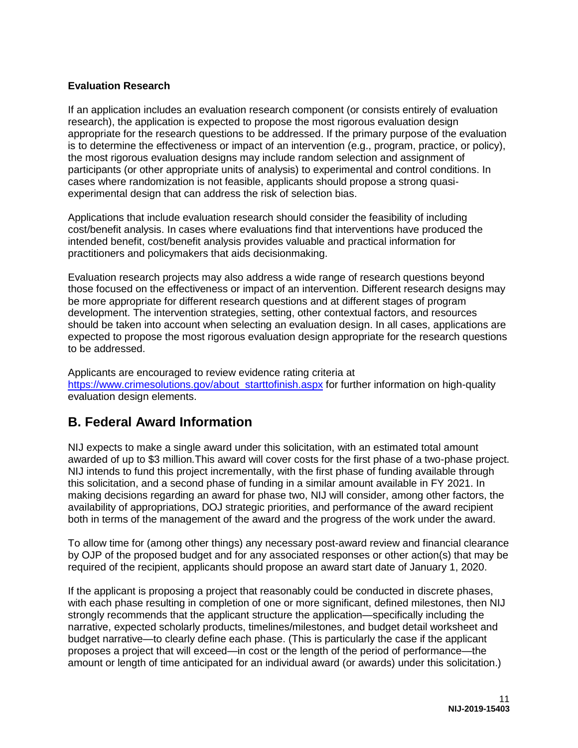**Evaluation Research**

If an application includes an evaluation research component (or consists entirely of evaluation research), the application is expected to propose the most rigorous evaluation design appropriate for the research questions to be addressed. If the primary purpose of the evaluation is to determine the effectiveness or impact of an intervention (e.g., program, practice, or policy), the most rigorous evaluation designs may include random selection and assignment of participants (or other appropriate units of analysis) to experimental and control conditions. In cases where randomization is not feasible, applicants should propose a strong quasi-experimental design that can address the risk of selection bias.

Applications that include evaluation research should consider the feasibility of including cost/benefit analysis. In cases where evaluations find that interventions have produced the intended benefit, cost/benefit analysis provides valuable and practical information for practitioners and policymakers that aids decisionmaking.

Evaluation research projects may also address a wide range of research questions beyond those focused on the effectiveness or impact of an intervention. Different research designs may be more appropriate for different research questions and at different stages of program development. The intervention strategies, setting, other contextual factors, and resources should be taken into account when selecting an evaluation design. In all cases, applications are expected to propose the most rigorous evaluation design appropriate for the research questions to be addressed.

Applicants are encouraged to review evidence rating criteria at [https://www.crimesolutions.gov/about_starttofinish.aspx](https://www.crimesolutions.gov/about_starttofinish.aspx) for further information on high-quality evaluation design elements.

## B. Federal Award Information

NIJ expects to make a single award under this solicitation, with an estimated total amount awarded of up to $3 million.This award will cover costs for the first phase of a two-phase project. NIJ intends to fund this project incrementally, with the first phase of funding available through this solicitation, and a second phase of funding in a similar amount available in FY 2021. In making decisions regarding an award for phase two, NIJ will consider, among other factors, the availability of appropriations, DOJ strategic priorities, and performance of the award recipient both in terms of the management of the award and the progress of the work under the award.

To allow time for (among other things) any necessary post-award review and financial clearance by OJP of the proposed budget and for any associated responses or other action(s) that may be required of the recipient, applicants should propose an award start date of January 1, 2020.

If the applicant is proposing a project that reasonably could be conducted in discrete phases, with each phase resulting in completion of one or more significant, defined milestones, then NIJ strongly recommends that the applicant structure the application—specifically including the narrative, expected scholarly products, timelines/milestones, and budget detail worksheet and budget narrative—to clearly define each phase. (This is particularly the case if the applicant proposes a project that will exceed—in cost or the length of the period of performance—the amount or length of time anticipated for an individual award (or awards) under this solicitation.)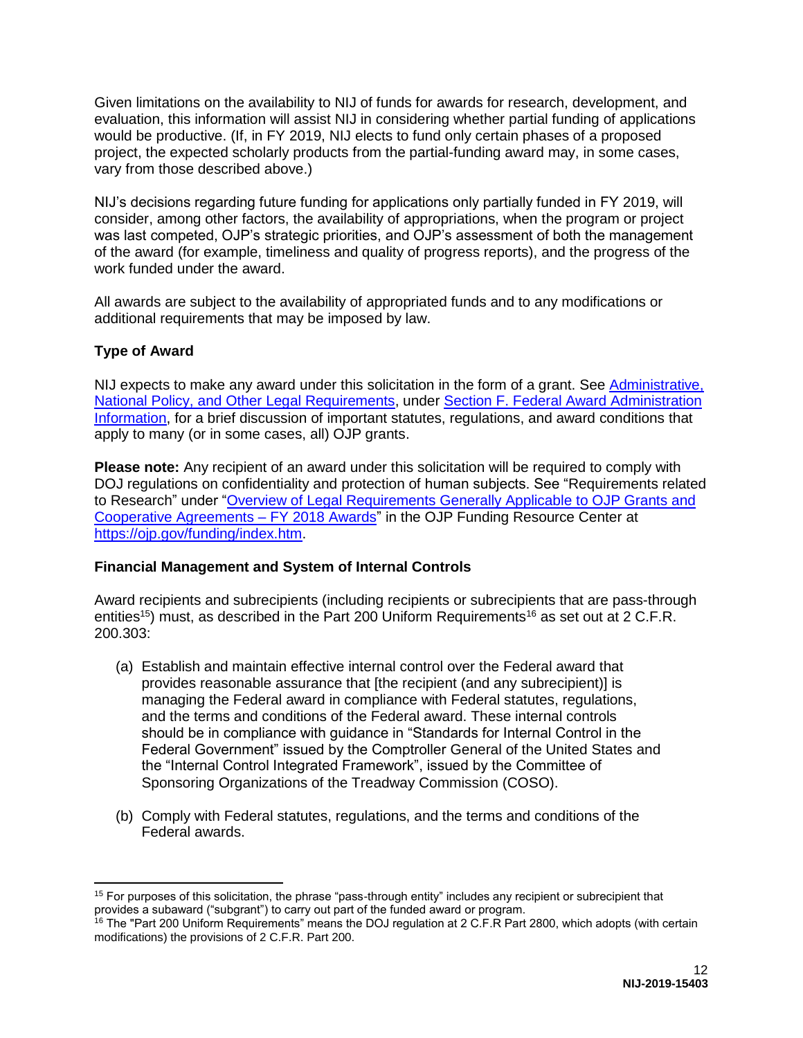Given limitations on the availability to NIJ of funds for awards for research, development, and evaluation, this information will assist NIJ in considering whether partial funding of applications would be productive. (If, in FY 2019, NIJ elects to fund only certain phases of a proposed project, the expected scholarly products from the partial-funding award may, in some cases, vary from those described above.)

NIJ's decisions regarding future funding for applications only partially funded in FY 2019, will consider, among other factors, the availability of appropriations, when the program or project was last competed, OJP's strategic priorities, and OJP's assessment of both the management of the award (for example, timeliness and quality of progress reports), and the progress of the work funded under the award.

All awards are subject to the availability of appropriated funds and to any modifications or additional requirements that may be imposed by law.

**Type of Award**

NIJ expects to make any award under this solicitation in the form of a grant. See Administrative, National Policy, and Other Legal Requirements, under Section F. Federal Award Administration Information, for a brief discussion of important statutes, regulations, and award conditions that apply to many (or in some cases, all) OJP grants.

**Please note:** Any recipient of an award under this solicitation will be required to comply with DOJ regulations on confidentiality and protection of human subjects. See "Requirements related to Research" under "Overview of Legal Requirements Generally Applicable to OJP Grants and Cooperative Agreements – FY 2018 Awards" in the OJP Funding Resource Center at https://ojp.gov/funding/index.htm.

**Financial Management and System of Internal Controls**

Award recipients and subrecipients (including recipients or subrecipients that are pass-through entities[15]) must, as described in the Part 200 Uniform Requirements[16] as set out at 2 C.F.R. 200.303:

(a) Establish and maintain effective internal control over the Federal award that provides reasonable assurance that [the recipient (and any subrecipient)] is managing the Federal award in compliance with Federal statutes, regulations, and the terms and conditions of the Federal award. These internal controls should be in compliance with guidance in "Standards for Internal Control in the Federal Government" issued by the Comptroller General of the United States and the "Internal Control Integrated Framework", issued by the Committee of Sponsoring Organizations of the Treadway Commission (COSO).

(b) Comply with Federal statutes, regulations, and the terms and conditions of the Federal awards.

---

[15] For purposes of this solicitation, the phrase "pass-through entity" includes any recipient or subrecipient that provides a subaward ("subgrant") to carry out part of the funded award or program.

[16] The "Part 200 Uniform Requirements" means the DOJ regulation at 2 C.F.R Part 2800, which adopts (with certain modifications) the provisions of 2 C.F.R. Part 200.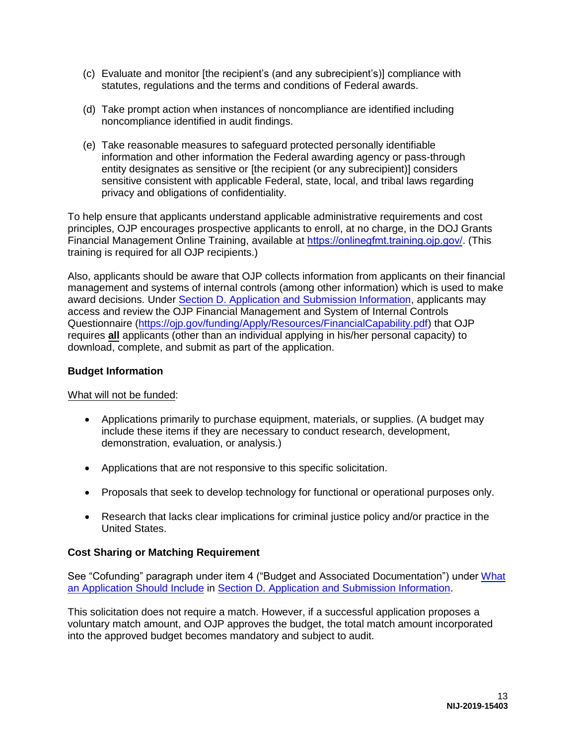(c) Evaluate and monitor [the recipient's (and any subrecipient's)] compliance with statutes, regulations and the terms and conditions of Federal awards.

(d) Take prompt action when instances of noncompliance are identified including noncompliance identified in audit findings.

(e) Take reasonable measures to safeguard protected personally identifiable information and other information the Federal awarding agency or pass-through entity designates as sensitive or [the recipient (or any subrecipient)] considers sensitive consistent with applicable Federal, state, local, and tribal laws regarding privacy and obligations of confidentiality.

To help ensure that applicants understand applicable administrative requirements and cost principles, OJP encourages prospective applicants to enroll, at no charge, in the DOJ Grants Financial Management Online Training, available at [https://onlinegfmt.training.ojp.gov/](https://onlinegfmt.training.ojp.gov/). (This training is required for all OJP recipients.)

Also, applicants should be aware that OJP collects information from applicants on their financial management and systems of internal controls (among other information) which is used to make award decisions. Under Section D. Application and Submission Information, applicants may access and review the OJP Financial Management and System of Internal Controls Questionnaire ([https://ojp.gov/funding/Apply/Resources/FinancialCapability.pdf](https://ojp.gov/funding/Apply/Resources/FinancialCapability.pdf)) that OJP requires **all** applicants (other than an individual applying in his/her personal capacity) to download, complete, and submit as part of the application.

**Budget Information**

What will not be funded:

- Applications primarily to purchase equipment, materials, or supplies. (A budget may include these items if they are necessary to conduct research, development, demonstration, evaluation, or analysis.)
- Applications that are not responsive to this specific solicitation.
- Proposals that seek to develop technology for functional or operational purposes only.
- Research that lacks clear implications for criminal justice policy and/or practice in the United States.

**Cost Sharing or Matching Requirement**

See "Cofunding" paragraph under item 4 ("Budget and Associated Documentation") under What an Application Should Include in Section D. Application and Submission Information.

This solicitation does not require a match. However, if a successful application proposes a voluntary match amount, and OJP approves the budget, the total match amount incorporated into the approved budget becomes mandatory and subject to audit.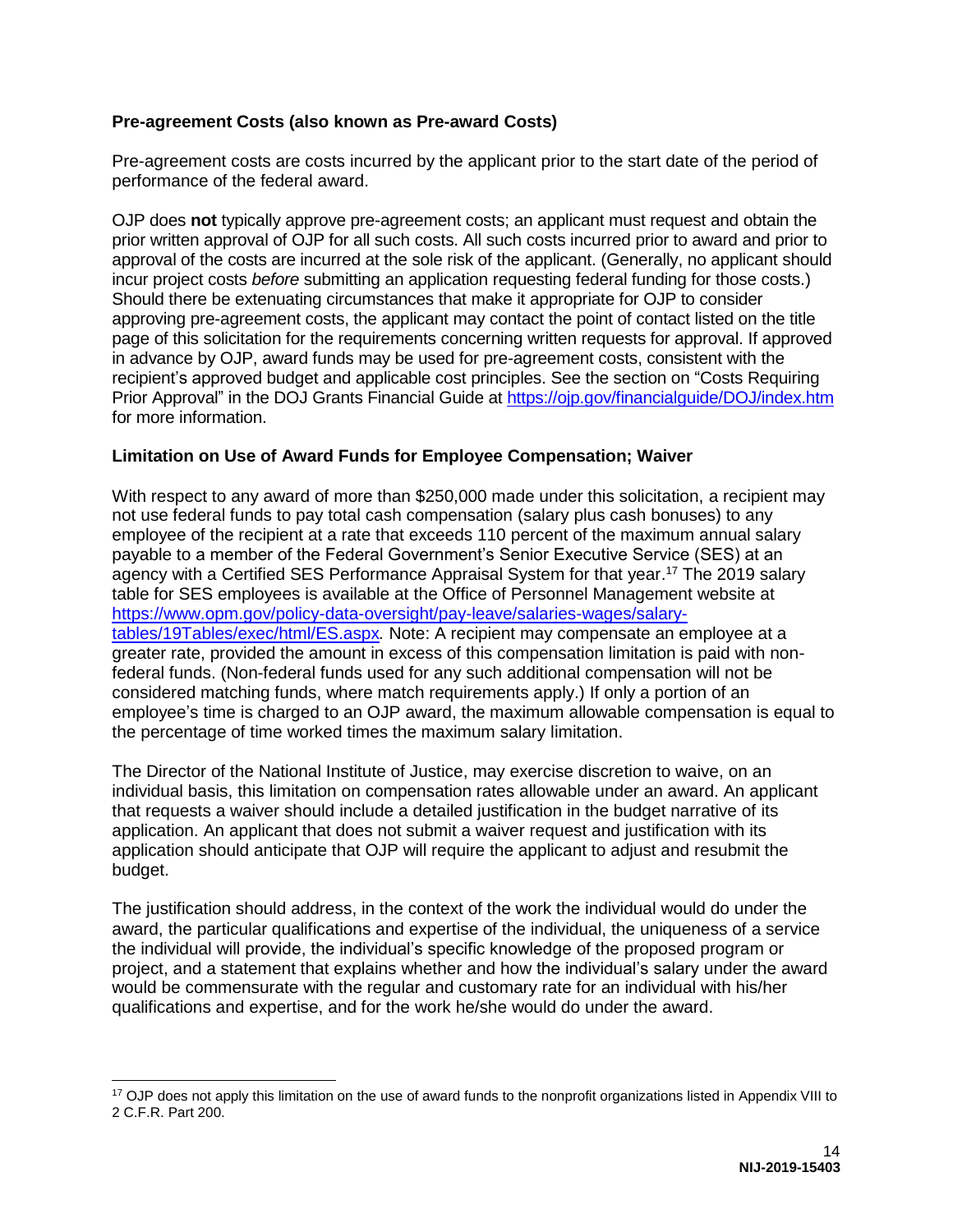**Pre-agreement Costs (also known as Pre-award Costs)**

Pre-agreement costs are costs incurred by the applicant prior to the start date of the period of performance of the federal award.

OJP does **not** typically approve pre-agreement costs; an applicant must request and obtain the prior written approval of OJP for all such costs. All such costs incurred prior to award and prior to approval of the costs are incurred at the sole risk of the applicant. (Generally, no applicant should incur project costs *before* submitting an application requesting federal funding for those costs.) Should there be extenuating circumstances that make it appropriate for OJP to consider approving pre-agreement costs, the applicant may contact the point of contact listed on the title page of this solicitation for the requirements concerning written requests for approval. If approved in advance by OJP, award funds may be used for pre-agreement costs, consistent with the recipient's approved budget and applicable cost principles. See the section on "Costs Requiring Prior Approval" in the DOJ Grants Financial Guide at https://ojp.gov/financialguide/DOJ/index.htm for more information.

**Limitation on Use of Award Funds for Employee Compensation; Waiver**

With respect to any award of more than $250,000 made under this solicitation, a recipient may not use federal funds to pay total cash compensation (salary plus cash bonuses) to any employee of the recipient at a rate that exceeds 110 percent of the maximum annual salary payable to a member of the Federal Government's Senior Executive Service (SES) at an agency with a Certified SES Performance Appraisal System for that year.[17] The 2019 salary table for SES employees is available at the Office of Personnel Management website at https://www.opm.gov/policy-data-oversight/pay-leave/salaries-wages/salary-tables/19Tables/exec/html/ES.aspx*.* Note: A recipient may compensate an employee at a greater rate, provided the amount in excess of this compensation limitation is paid with non-federal funds. (Non-federal funds used for any such additional compensation will not be considered matching funds, where match requirements apply.) If only a portion of an employee's time is charged to an OJP award, the maximum allowable compensation is equal to the percentage of time worked times the maximum salary limitation.

The Director of the National Institute of Justice, may exercise discretion to waive, on an individual basis, this limitation on compensation rates allowable under an award. An applicant that requests a waiver should include a detailed justification in the budget narrative of its application. An applicant that does not submit a waiver request and justification with its application should anticipate that OJP will require the applicant to adjust and resubmit the budget.

The justification should address, in the context of the work the individual would do under the award, the particular qualifications and expertise of the individual, the uniqueness of a service the individual will provide, the individual's specific knowledge of the proposed program or project, and a statement that explains whether and how the individual's salary under the award would be commensurate with the regular and customary rate for an individual with his/her qualifications and expertise, and for the work he/she would do under the award.

---

[17] OJP does not apply this limitation on the use of award funds to the nonprofit organizations listed in Appendix VIII to 2 C.F.R. Part 200.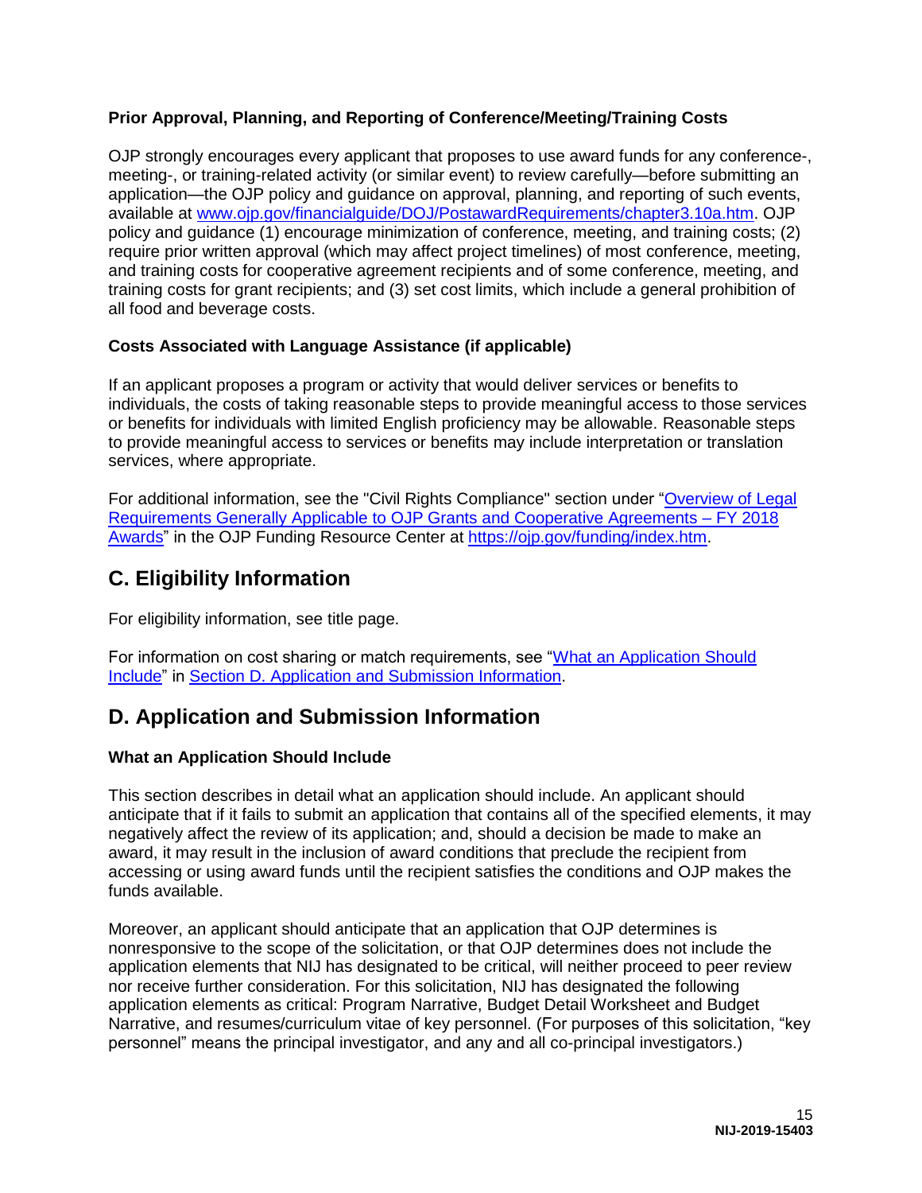**Prior Approval, Planning, and Reporting of Conference/Meeting/Training Costs**

OJP strongly encourages every applicant that proposes to use award funds for any conference-, meeting-, or training-related activity (or similar event) to review carefully—before submitting an application—the OJP policy and guidance on approval, planning, and reporting of such events, available at [www.ojp.gov/financialguide/DOJ/PostawardRequirements/chapter3.10a.htm](www.ojp.gov/financialguide/DOJ/PostawardRequirements/chapter3.10a.htm). OJP policy and guidance (1) encourage minimization of conference, meeting, and training costs; (2) require prior written approval (which may affect project timelines) of most conference, meeting, and training costs for cooperative agreement recipients and of some conference, meeting, and training costs for grant recipients; and (3) set cost limits, which include a general prohibition of all food and beverage costs.

**Costs Associated with Language Assistance (if applicable)**

If an applicant proposes a program or activity that would deliver services or benefits to individuals, the costs of taking reasonable steps to provide meaningful access to those services or benefits for individuals with limited English proficiency may be allowable. Reasonable steps to provide meaningful access to services or benefits may include interpretation or translation services, where appropriate.

For additional information, see the "Civil Rights Compliance" section under "[Overview of Legal Requirements Generally Applicable to OJP Grants and Cooperative Agreements – FY 2018 Awards]()" in the OJP Funding Resource Center at [https://ojp.gov/funding/index.htm](https://ojp.gov/funding/index.htm).

## C. Eligibility Information

For eligibility information, see title page.

For information on cost sharing or match requirements, see "[What an Application Should Include]()" in [Section D. Application and Submission Information]().

## D. Application and Submission Information

**What an Application Should Include**

This section describes in detail what an application should include. An applicant should anticipate that if it fails to submit an application that contains all of the specified elements, it may negatively affect the review of its application; and, should a decision be made to make an award, it may result in the inclusion of award conditions that preclude the recipient from accessing or using award funds until the recipient satisfies the conditions and OJP makes the funds available.

Moreover, an applicant should anticipate that an application that OJP determines is nonresponsive to the scope of the solicitation, or that OJP determines does not include the application elements that NIJ has designated to be critical, will neither proceed to peer review nor receive further consideration. For this solicitation, NIJ has designated the following application elements as critical: Program Narrative, Budget Detail Worksheet and Budget Narrative, and resumes/curriculum vitae of key personnel. (For purposes of this solicitation, "key personnel" means the principal investigator, and any and all co-principal investigators.)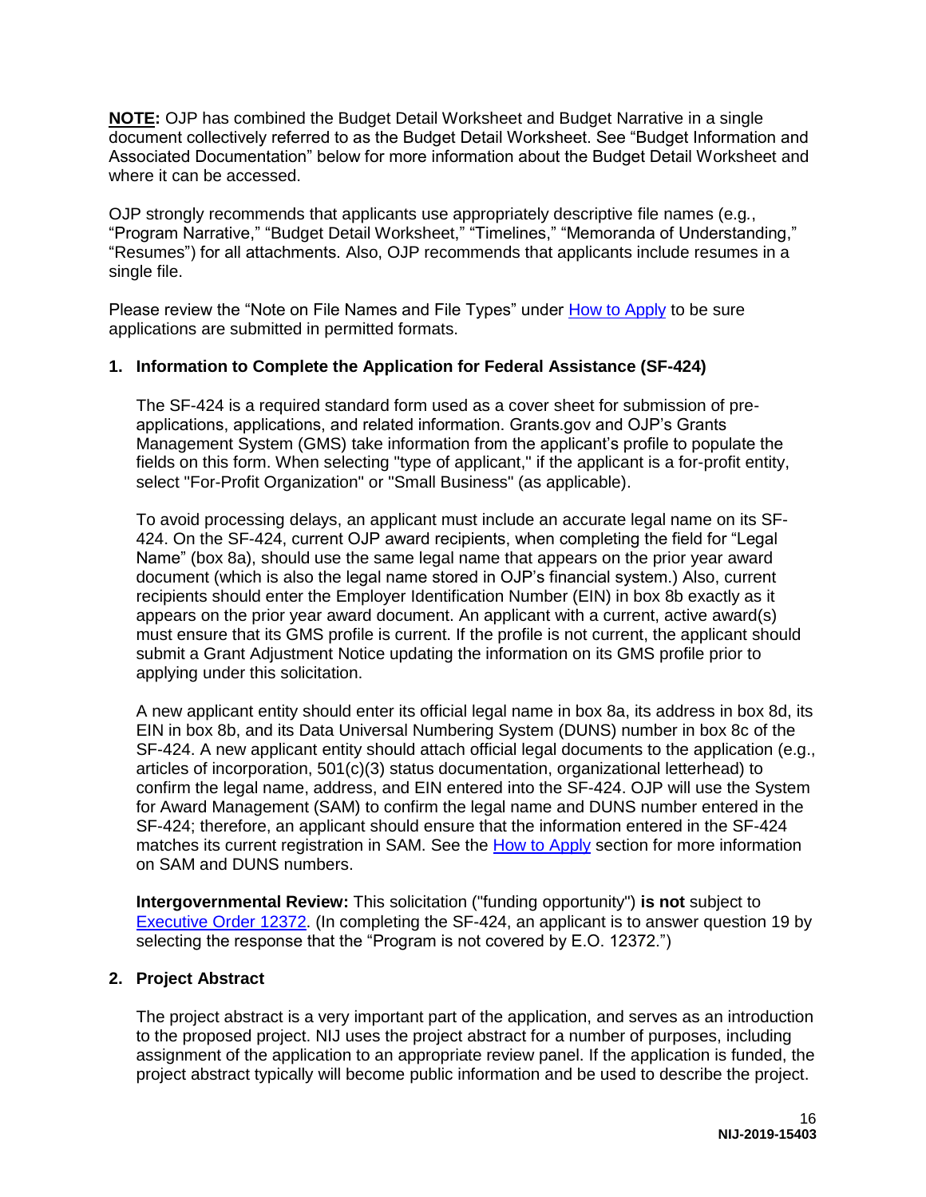**NOTE:** OJP has combined the Budget Detail Worksheet and Budget Narrative in a single document collectively referred to as the Budget Detail Worksheet. See "Budget Information and Associated Documentation" below for more information about the Budget Detail Worksheet and where it can be accessed.

OJP strongly recommends that applicants use appropriately descriptive file names (e.g*.*, "Program Narrative," "Budget Detail Worksheet," "Timelines," "Memoranda of Understanding," "Resumes") for all attachments. Also, OJP recommends that applicants include resumes in a single file.

Please review the "Note on File Names and File Types" under How to Apply to be sure applications are submitted in permitted formats.

### 1. Information to Complete the Application for Federal Assistance (SF-424)

The SF-424 is a required standard form used as a cover sheet for submission of pre-applications, applications, and related information. Grants.gov and OJP's Grants Management System (GMS) take information from the applicant's profile to populate the fields on this form. When selecting "type of applicant," if the applicant is a for-profit entity, select "For-Profit Organization" or "Small Business" (as applicable).

To avoid processing delays, an applicant must include an accurate legal name on its SF-424. On the SF-424, current OJP award recipients, when completing the field for "Legal Name" (box 8a), should use the same legal name that appears on the prior year award document (which is also the legal name stored in OJP's financial system.) Also, current recipients should enter the Employer Identification Number (EIN) in box 8b exactly as it appears on the prior year award document. An applicant with a current, active award(s) must ensure that its GMS profile is current. If the profile is not current, the applicant should submit a Grant Adjustment Notice updating the information on its GMS profile prior to applying under this solicitation.

A new applicant entity should enter its official legal name in box 8a, its address in box 8d, its EIN in box 8b, and its Data Universal Numbering System (DUNS) number in box 8c of the SF-424. A new applicant entity should attach official legal documents to the application (e.g., articles of incorporation, 501(c)(3) status documentation, organizational letterhead) to confirm the legal name, address, and EIN entered into the SF-424. OJP will use the System for Award Management (SAM) to confirm the legal name and DUNS number entered in the SF-424; therefore, an applicant should ensure that the information entered in the SF-424 matches its current registration in SAM. See the How to Apply section for more information on SAM and DUNS numbers.

**Intergovernmental Review:** This solicitation ("funding opportunity") **is not** subject to Executive Order 12372. (In completing the SF-424, an applicant is to answer question 19 by selecting the response that the "Program is not covered by E.O. 12372.")

### 2. Project Abstract

The project abstract is a very important part of the application, and serves as an introduction to the proposed project. NIJ uses the project abstract for a number of purposes, including assignment of the application to an appropriate review panel. If the application is funded, the project abstract typically will become public information and be used to describe the project.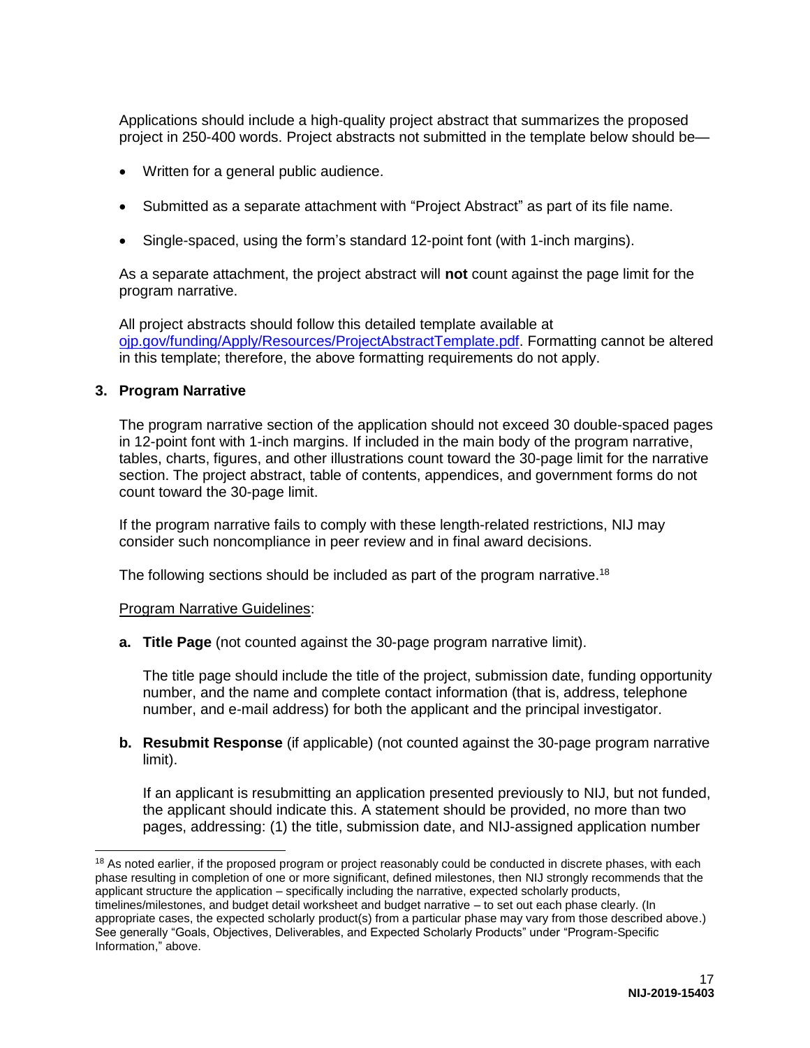Applications should include a high-quality project abstract that summarizes the proposed project in 250-400 words. Project abstracts not submitted in the template below should be—

- Written for a general public audience.
- Submitted as a separate attachment with "Project Abstract" as part of its file name.
- Single-spaced, using the form's standard 12-point font (with 1-inch margins).

As a separate attachment, the project abstract will **not** count against the page limit for the program narrative.

All project abstracts should follow this detailed template available at [ojp.gov/funding/Apply/Resources/ProjectAbstractTemplate.pdf](ojp.gov/funding/Apply/Resources/ProjectAbstractTemplate.pdf). Formatting cannot be altered in this template; therefore, the above formatting requirements do not apply.

### 3. Program Narrative

The program narrative section of the application should not exceed 30 double-spaced pages in 12-point font with 1-inch margins. If included in the main body of the program narrative, tables, charts, figures, and other illustrations count toward the 30-page limit for the narrative section. The project abstract, table of contents, appendices, and government forms do not count toward the 30-page limit.

If the program narrative fails to comply with these length-related restrictions, NIJ may consider such noncompliance in peer review and in final award decisions.

The following sections should be included as part of the program narrative.[18]

Program Narrative Guidelines:

**a. Title Page** (not counted against the 30-page program narrative limit).

The title page should include the title of the project, submission date, funding opportunity number, and the name and complete contact information (that is, address, telephone number, and e-mail address) for both the applicant and the principal investigator.

**b. Resubmit Response** (if applicable) (not counted against the 30-page program narrative limit).

If an applicant is resubmitting an application presented previously to NIJ, but not funded, the applicant should indicate this. A statement should be provided, no more than two pages, addressing: (1) the title, submission date, and NIJ-assigned application number

---

[18] As noted earlier, if the proposed program or project reasonably could be conducted in discrete phases, with each phase resulting in completion of one or more significant, defined milestones, then NIJ strongly recommends that the applicant structure the application – specifically including the narrative, expected scholarly products, timelines/milestones, and budget detail worksheet and budget narrative – to set out each phase clearly. (In appropriate cases, the expected scholarly product(s) from a particular phase may vary from those described above.) See generally "Goals, Objectives, Deliverables, and Expected Scholarly Products" under "Program-Specific Information," above.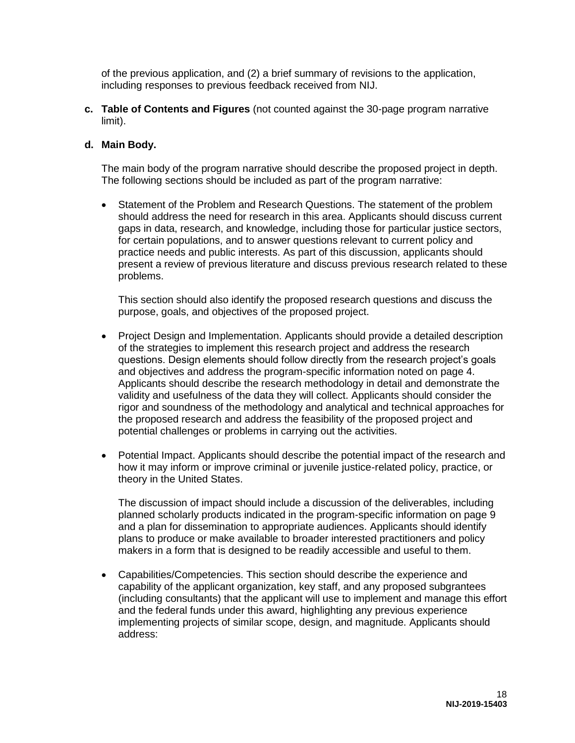of the previous application, and (2) a brief summary of revisions to the application, including responses to previous feedback received from NIJ.

**c. Table of Contents and Figures** (not counted against the 30-page program narrative limit).

**d. Main Body.**

The main body of the program narrative should describe the proposed project in depth. The following sections should be included as part of the program narrative:

- Statement of the Problem and Research Questions. The statement of the problem should address the need for research in this area. Applicants should discuss current gaps in data, research, and knowledge, including those for particular justice sectors, for certain populations, and to answer questions relevant to current policy and practice needs and public interests. As part of this discussion, applicants should present a review of previous literature and discuss previous research related to these problems.

  This section should also identify the proposed research questions and discuss the purpose, goals, and objectives of the proposed project.

- Project Design and Implementation. Applicants should provide a detailed description of the strategies to implement this research project and address the research questions. Design elements should follow directly from the research project's goals and objectives and address the program-specific information noted on page 4. Applicants should describe the research methodology in detail and demonstrate the validity and usefulness of the data they will collect. Applicants should consider the rigor and soundness of the methodology and analytical and technical approaches for the proposed research and address the feasibility of the proposed project and potential challenges or problems in carrying out the activities.

- Potential Impact. Applicants should describe the potential impact of the research and how it may inform or improve criminal or juvenile justice-related policy, practice, or theory in the United States.

  The discussion of impact should include a discussion of the deliverables, including planned scholarly products indicated in the program-specific information on page 9 and a plan for dissemination to appropriate audiences. Applicants should identify plans to produce or make available to broader interested practitioners and policy makers in a form that is designed to be readily accessible and useful to them.

- Capabilities/Competencies. This section should describe the experience and capability of the applicant organization, key staff, and any proposed subgrantees (including consultants) that the applicant will use to implement and manage this effort and the federal funds under this award, highlighting any previous experience implementing projects of similar scope, design, and magnitude. Applicants should address: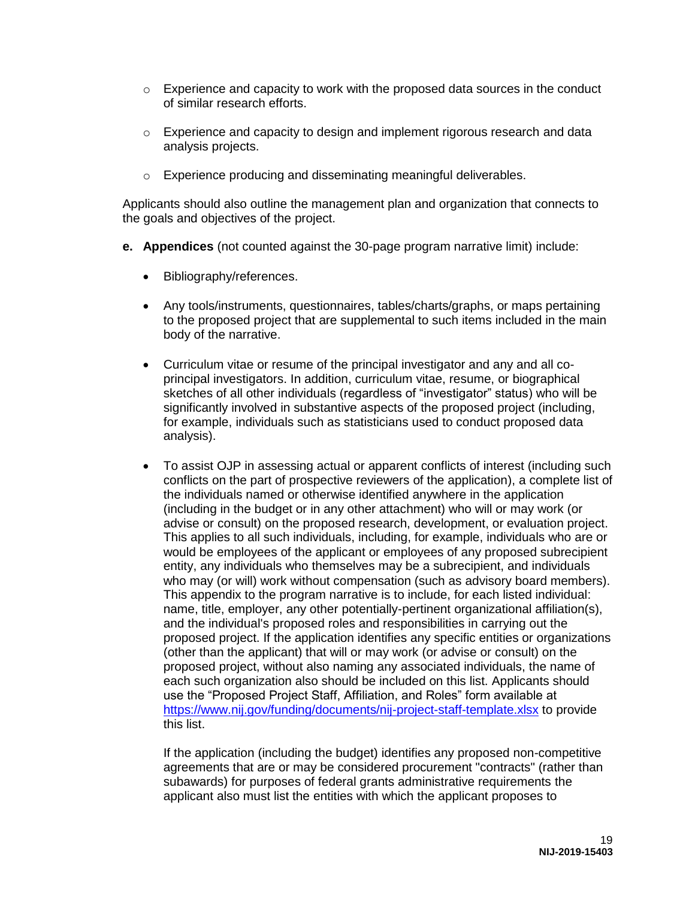- Experience and capacity to work with the proposed data sources in the conduct of similar research efforts.
   - Experience and capacity to design and implement rigorous research and data analysis projects.
   - Experience producing and disseminating meaningful deliverables.

Applicants should also outline the management plan and organization that connects to the goals and objectives of the project.

**e. Appendices** (not counted against the 30-page program narrative limit) include:

- Bibliography/references.
- Any tools/instruments, questionnaires, tables/charts/graphs, or maps pertaining to the proposed project that are supplemental to such items included in the main body of the narrative.
- Curriculum vitae or resume of the principal investigator and any and all co-principal investigators. In addition, curriculum vitae, resume, or biographical sketches of all other individuals (regardless of "investigator" status) who will be significantly involved in substantive aspects of the proposed project (including, for example, individuals such as statisticians used to conduct proposed data analysis).
- To assist OJP in assessing actual or apparent conflicts of interest (including such conflicts on the part of prospective reviewers of the application), a complete list of the individuals named or otherwise identified anywhere in the application (including in the budget or in any other attachment) who will or may work (or advise or consult) on the proposed research, development, or evaluation project. This applies to all such individuals, including, for example, individuals who are or would be employees of the applicant or employees of any proposed subrecipient entity, any individuals who themselves may be a subrecipient, and individuals who may (or will) work without compensation (such as advisory board members). This appendix to the program narrative is to include, for each listed individual: name, title, employer, any other potentially-pertinent organizational affiliation(s), and the individual's proposed roles and responsibilities in carrying out the proposed project. If the application identifies any specific entities or organizations (other than the applicant) that will or may work (or advise or consult) on the proposed project, without also naming any associated individuals, the name of each such organization also should be included on this list. Applicants should use the "Proposed Project Staff, Affiliation, and Roles" form available at https://www.nij.gov/funding/documents/nij-project-staff-template.xlsx to provide this list.

  If the application (including the budget) identifies any proposed non-competitive agreements that are or may be considered procurement "contracts" (rather than subawards) for purposes of federal grants administrative requirements the applicant also must list the entities with which the applicant proposes to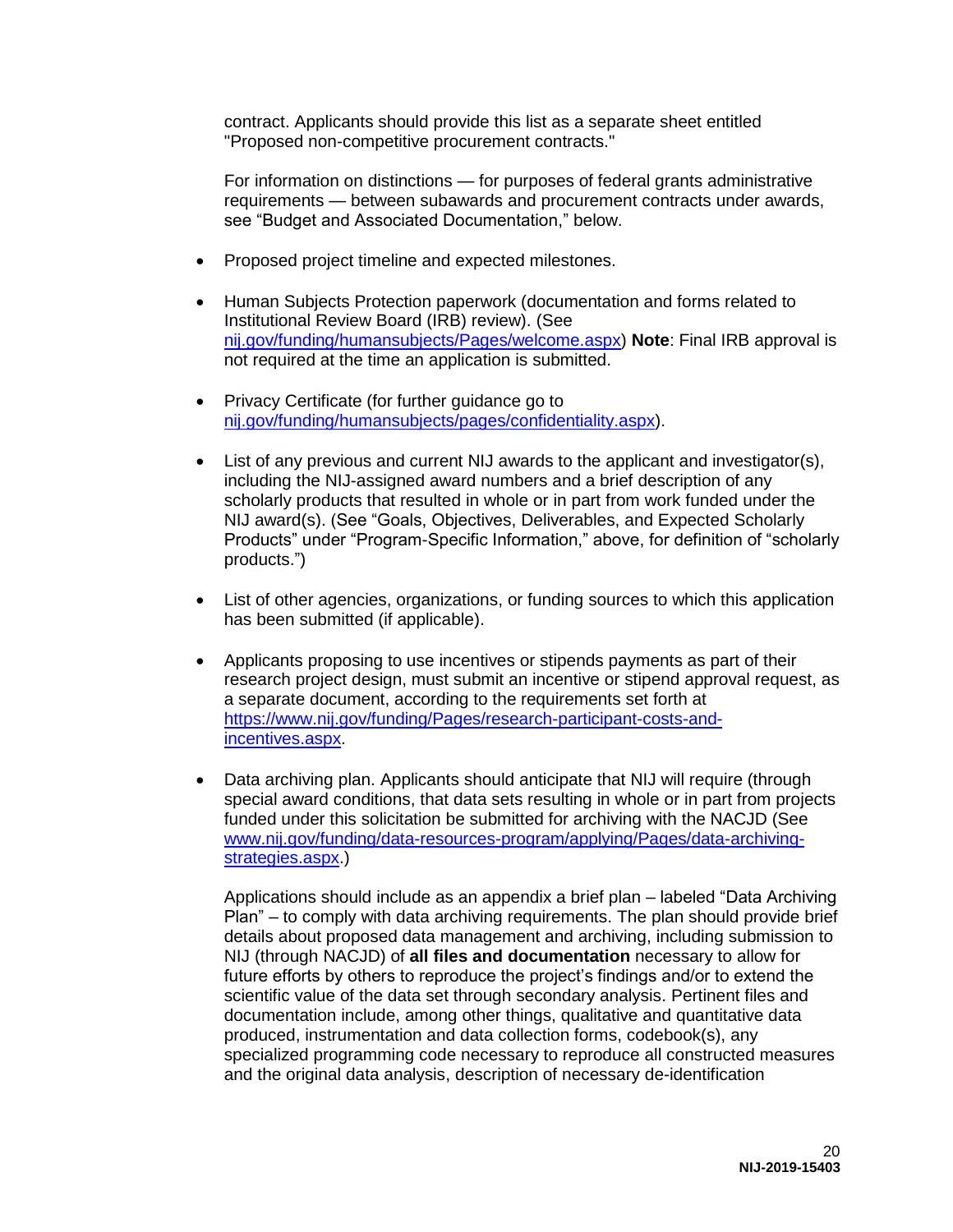contract. Applicants should provide this list as a separate sheet entitled "Proposed non-competitive procurement contracts."

For information on distinctions — for purposes of federal grants administrative requirements — between subawards and procurement contracts under awards, see "Budget and Associated Documentation," below.

- Proposed project timeline and expected milestones.

- Human Subjects Protection paperwork (documentation and forms related to Institutional Review Board (IRB) review). (See nij.gov/funding/humansubjects/Pages/welcome.aspx) **Note**: Final IRB approval is not required at the time an application is submitted.

- Privacy Certificate (for further guidance go to nij.gov/funding/humansubjects/pages/confidentiality.aspx).

- List of any previous and current NIJ awards to the applicant and investigator(s), including the NIJ-assigned award numbers and a brief description of any scholarly products that resulted in whole or in part from work funded under the NIJ award(s). (See "Goals, Objectives, Deliverables, and Expected Scholarly Products" under "Program-Specific Information," above, for definition of "scholarly products.")

- List of other agencies, organizations, or funding sources to which this application has been submitted (if applicable).

- Applicants proposing to use incentives or stipends payments as part of their research project design, must submit an incentive or stipend approval request, as a separate document, according to the requirements set forth at https://www.nij.gov/funding/Pages/research-participant-costs-and-incentives.aspx.

- Data archiving plan. Applicants should anticipate that NIJ will require (through special award conditions, that data sets resulting in whole or in part from projects funded under this solicitation be submitted for archiving with the NACJD (See www.nij.gov/funding/data-resources-program/applying/Pages/data-archiving-strategies.aspx.)

  Applications should include as an appendix a brief plan – labeled "Data Archiving Plan" – to comply with data archiving requirements. The plan should provide brief details about proposed data management and archiving, including submission to NIJ (through NACJD) of **all files and documentation** necessary to allow for future efforts by others to reproduce the project's findings and/or to extend the scientific value of the data set through secondary analysis. Pertinent files and documentation include, among other things, qualitative and quantitative data produced, instrumentation and data collection forms, codebook(s), any specialized programming code necessary to reproduce all constructed measures and the original data analysis, description of necessary de-identification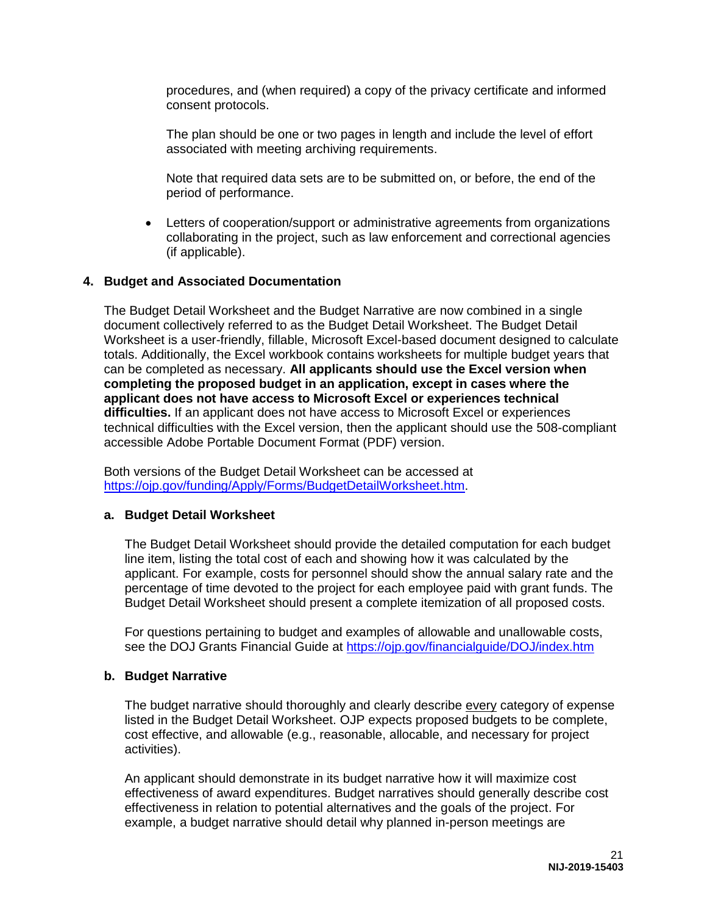procedures, and (when required) a copy of the privacy certificate and informed consent protocols.

The plan should be one or two pages in length and include the level of effort associated with meeting archiving requirements.

Note that required data sets are to be submitted on, or before, the end of the period of performance.

- Letters of cooperation/support or administrative agreements from organizations collaborating in the project, such as law enforcement and correctional agencies (if applicable).

### 4. Budget and Associated Documentation

The Budget Detail Worksheet and the Budget Narrative are now combined in a single document collectively referred to as the Budget Detail Worksheet. The Budget Detail Worksheet is a user-friendly, fillable, Microsoft Excel-based document designed to calculate totals. Additionally, the Excel workbook contains worksheets for multiple budget years that can be completed as necessary. **All applicants should use the Excel version when completing the proposed budget in an application, except in cases where the applicant does not have access to Microsoft Excel or experiences technical difficulties.** If an applicant does not have access to Microsoft Excel or experiences technical difficulties with the Excel version, then the applicant should use the 508-compliant accessible Adobe Portable Document Format (PDF) version.

Both versions of the Budget Detail Worksheet can be accessed at https://ojp.gov/funding/Apply/Forms/BudgetDetailWorksheet.htm.

#### a. Budget Detail Worksheet

The Budget Detail Worksheet should provide the detailed computation for each budget line item, listing the total cost of each and showing how it was calculated by the applicant. For example, costs for personnel should show the annual salary rate and the percentage of time devoted to the project for each employee paid with grant funds. The Budget Detail Worksheet should present a complete itemization of all proposed costs.

For questions pertaining to budget and examples of allowable and unallowable costs, see the DOJ Grants Financial Guide at https://ojp.gov/financialguide/DOJ/index.htm

#### b. Budget Narrative

The budget narrative should thoroughly and clearly describe every category of expense listed in the Budget Detail Worksheet. OJP expects proposed budgets to be complete, cost effective, and allowable (e.g., reasonable, allocable, and necessary for project activities).

An applicant should demonstrate in its budget narrative how it will maximize cost effectiveness of award expenditures. Budget narratives should generally describe cost effectiveness in relation to potential alternatives and the goals of the project. For example, a budget narrative should detail why planned in-person meetings are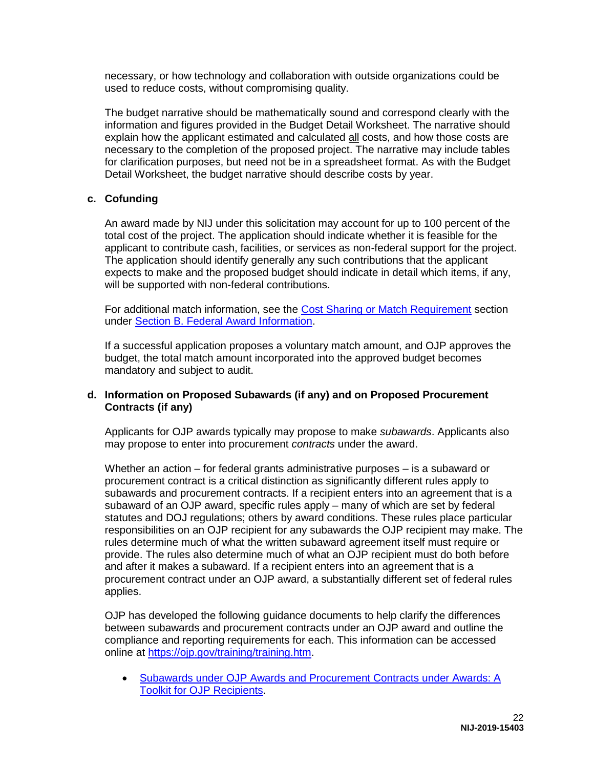necessary, or how technology and collaboration with outside organizations could be used to reduce costs, without compromising quality.

The budget narrative should be mathematically sound and correspond clearly with the information and figures provided in the Budget Detail Worksheet. The narrative should explain how the applicant estimated and calculated all costs, and how those costs are necessary to the completion of the proposed project. The narrative may include tables for clarification purposes, but need not be in a spreadsheet format. As with the Budget Detail Worksheet, the budget narrative should describe costs by year.

### c. Cofunding

An award made by NIJ under this solicitation may account for up to 100 percent of the total cost of the project. The application should indicate whether it is feasible for the applicant to contribute cash, facilities, or services as non-federal support for the project. The application should identify generally any such contributions that the applicant expects to make and the proposed budget should indicate in detail which items, if any, will be supported with non-federal contributions.

For additional match information, see the Cost Sharing or Match Requirement section under Section B. Federal Award Information.

If a successful application proposes a voluntary match amount, and OJP approves the budget, the total match amount incorporated into the approved budget becomes mandatory and subject to audit.

### d. Information on Proposed Subawards (if any) and on Proposed Procurement Contracts (if any)

Applicants for OJP awards typically may propose to make *subawards*. Applicants also may propose to enter into procurement *contracts* under the award.

Whether an action – for federal grants administrative purposes – is a subaward or procurement contract is a critical distinction as significantly different rules apply to subawards and procurement contracts. If a recipient enters into an agreement that is a subaward of an OJP award, specific rules apply – many of which are set by federal statutes and DOJ regulations; others by award conditions. These rules place particular responsibilities on an OJP recipient for any subawards the OJP recipient may make. The rules determine much of what the written subaward agreement itself must require or provide. The rules also determine much of what an OJP recipient must do both before and after it makes a subaward. If a recipient enters into an agreement that is a procurement contract under an OJP award, a substantially different set of federal rules applies.

OJP has developed the following guidance documents to help clarify the differences between subawards and procurement contracts under an OJP award and outline the compliance and reporting requirements for each. This information can be accessed online at https://ojp.gov/training/training.htm.

- Subawards under OJP Awards and Procurement Contracts under Awards: A Toolkit for OJP Recipients.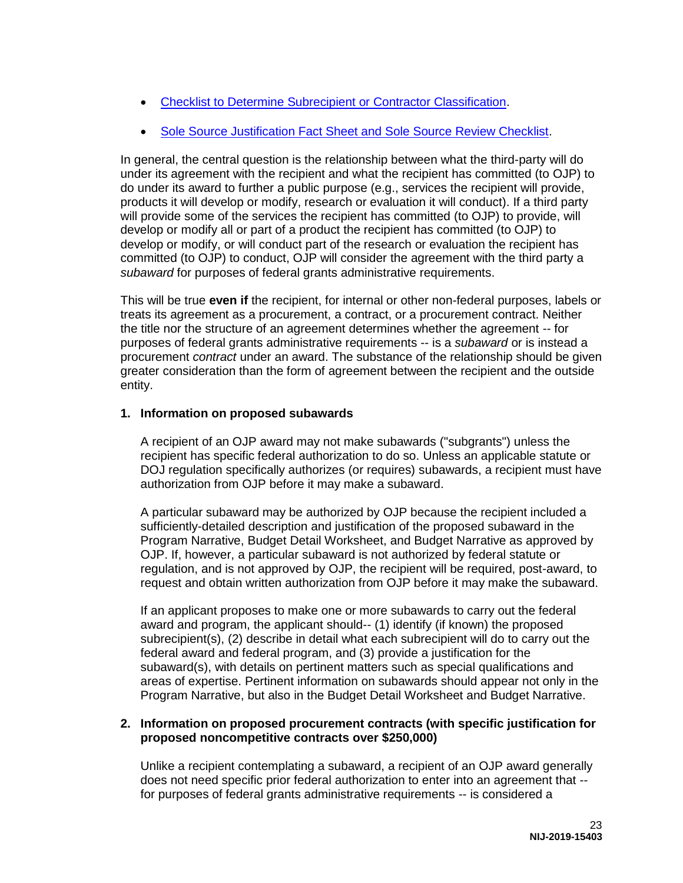- [Checklist to Determine Subrecipient or Contractor Classification](#).
- [Sole Source Justification Fact Sheet and Sole Source Review Checklist](#).

In general, the central question is the relationship between what the third-party will do under its agreement with the recipient and what the recipient has committed (to OJP) to do under its award to further a public purpose (e.g., services the recipient will provide, products it will develop or modify, research or evaluation it will conduct). If a third party will provide some of the services the recipient has committed (to OJP) to provide, will develop or modify all or part of a product the recipient has committed (to OJP) to develop or modify, or will conduct part of the research or evaluation the recipient has committed (to OJP) to conduct, OJP will consider the agreement with the third party a *subaward* for purposes of federal grants administrative requirements.

This will be true **even if** the recipient, for internal or other non-federal purposes, labels or treats its agreement as a procurement, a contract, or a procurement contract. Neither the title nor the structure of an agreement determines whether the agreement -- for purposes of federal grants administrative requirements -- is a *subaward* or is instead a procurement *contract* under an award. The substance of the relationship should be given greater consideration than the form of agreement between the recipient and the outside entity.

**1. Information on proposed subawards**

A recipient of an OJP award may not make subawards ("subgrants") unless the recipient has specific federal authorization to do so. Unless an applicable statute or DOJ regulation specifically authorizes (or requires) subawards, a recipient must have authorization from OJP before it may make a subaward.

A particular subaward may be authorized by OJP because the recipient included a sufficiently-detailed description and justification of the proposed subaward in the Program Narrative, Budget Detail Worksheet, and Budget Narrative as approved by OJP. If, however, a particular subaward is not authorized by federal statute or regulation, and is not approved by OJP, the recipient will be required, post-award, to request and obtain written authorization from OJP before it may make the subaward.

If an applicant proposes to make one or more subawards to carry out the federal award and program, the applicant should-- (1) identify (if known) the proposed subrecipient(s), (2) describe in detail what each subrecipient will do to carry out the federal award and federal program, and (3) provide a justification for the subaward(s), with details on pertinent matters such as special qualifications and areas of expertise. Pertinent information on subawards should appear not only in the Program Narrative, but also in the Budget Detail Worksheet and Budget Narrative.

**2. Information on proposed procurement contracts (with specific justification for proposed noncompetitive contracts over $250,000)**

Unlike a recipient contemplating a subaward, a recipient of an OJP award generally does not need specific prior federal authorization to enter into an agreement that -- for purposes of federal grants administrative requirements -- is considered a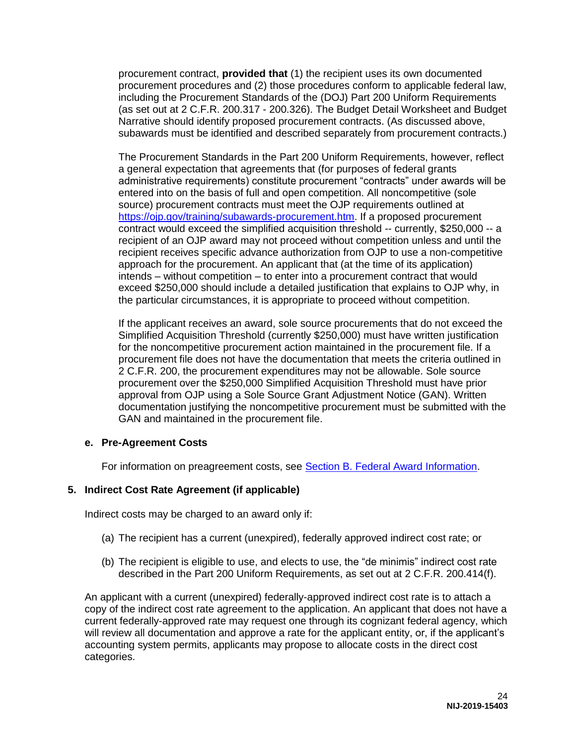procurement contract, **provided that** (1) the recipient uses its own documented procurement procedures and (2) those procedures conform to applicable federal law, including the Procurement Standards of the (DOJ) Part 200 Uniform Requirements (as set out at 2 C.F.R. 200.317 - 200.326). The Budget Detail Worksheet and Budget Narrative should identify proposed procurement contracts. (As discussed above, subawards must be identified and described separately from procurement contracts.)

The Procurement Standards in the Part 200 Uniform Requirements, however, reflect a general expectation that agreements that (for purposes of federal grants administrative requirements) constitute procurement "contracts" under awards will be entered into on the basis of full and open competition. All noncompetitive (sole source) procurement contracts must meet the OJP requirements outlined at [https://ojp.gov/training/subawards-procurement.htm](https://ojp.gov/training/subawards-procurement.htm). If a proposed procurement contract would exceed the simplified acquisition threshold -- currently, $250,000 -- a recipient of an OJP award may not proceed without competition unless and until the recipient receives specific advance authorization from OJP to use a non-competitive approach for the procurement. An applicant that (at the time of its application) intends – without competition – to enter into a procurement contract that would exceed $250,000 should include a detailed justification that explains to OJP why, in the particular circumstances, it is appropriate to proceed without competition.

If the applicant receives an award, sole source procurements that do not exceed the Simplified Acquisition Threshold (currently $250,000) must have written justification for the noncompetitive procurement action maintained in the procurement file. If a procurement file does not have the documentation that meets the criteria outlined in 2 C.F.R. 200, the procurement expenditures may not be allowable. Sole source procurement over the $250,000 Simplified Acquisition Threshold must have prior approval from OJP using a Sole Source Grant Adjustment Notice (GAN). Written documentation justifying the noncompetitive procurement must be submitted with the GAN and maintained in the procurement file.

#### e. Pre-Agreement Costs

For information on preagreement costs, see Section B. Federal Award Information.

### 5. Indirect Cost Rate Agreement (if applicable)

Indirect costs may be charged to an award only if:

(a) The recipient has a current (unexpired), federally approved indirect cost rate; or

(b) The recipient is eligible to use, and elects to use, the "de minimis" indirect cost rate described in the Part 200 Uniform Requirements, as set out at 2 C.F.R. 200.414(f).

An applicant with a current (unexpired) federally-approved indirect cost rate is to attach a copy of the indirect cost rate agreement to the application. An applicant that does not have a current federally-approved rate may request one through its cognizant federal agency, which will review all documentation and approve a rate for the applicant entity, or, if the applicant's accounting system permits, applicants may propose to allocate costs in the direct cost categories.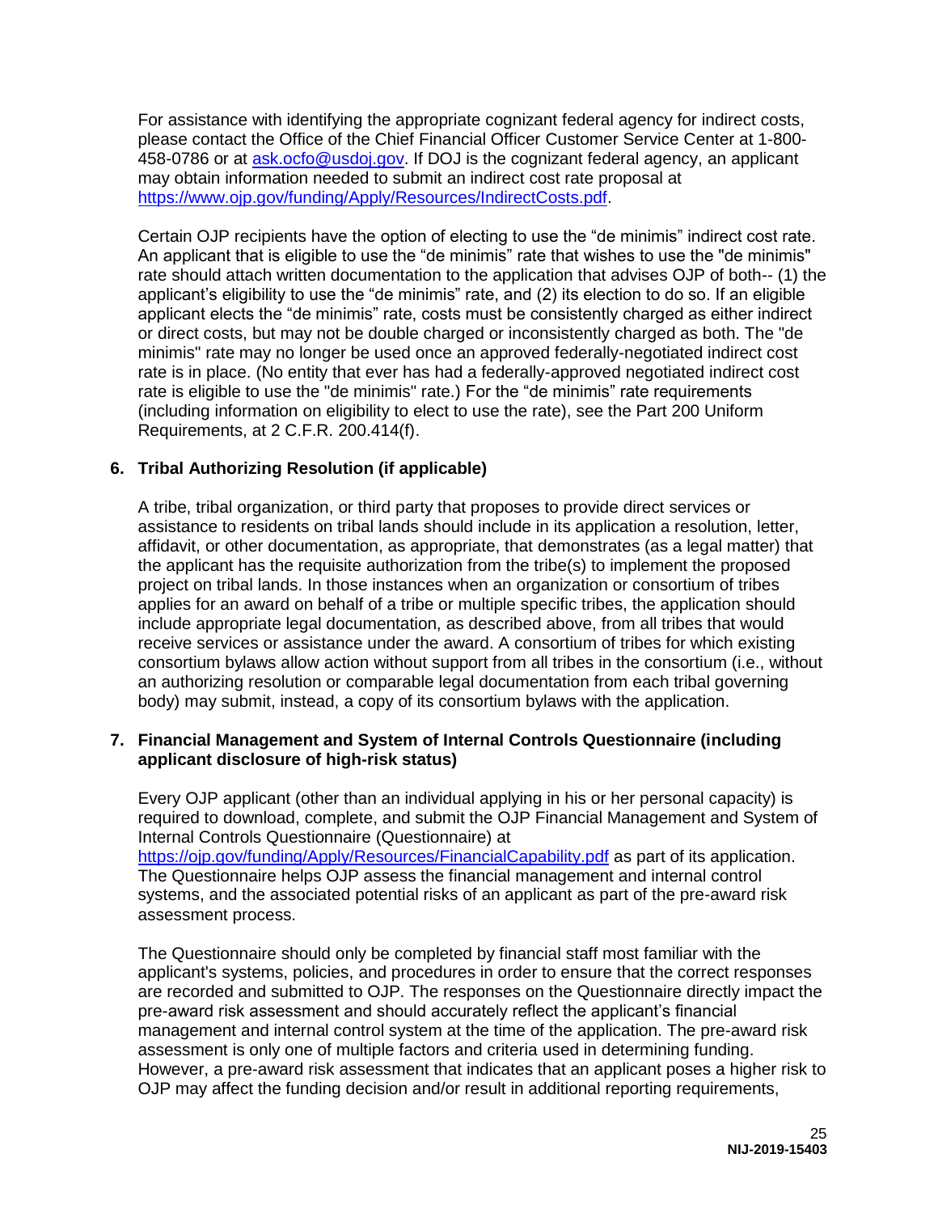For assistance with identifying the appropriate cognizant federal agency for indirect costs, please contact the Office of the Chief Financial Officer Customer Service Center at 1-800-458-0786 or at [ask.ocfo@usdoj.gov](mailto:ask.ocfo@usdoj.gov). If DOJ is the cognizant federal agency, an applicant may obtain information needed to submit an indirect cost rate proposal at [https://www.ojp.gov/funding/Apply/Resources/IndirectCosts.pdf](https://www.ojp.gov/funding/Apply/Resources/IndirectCosts.pdf).

Certain OJP recipients have the option of electing to use the "de minimis" indirect cost rate. An applicant that is eligible to use the "de minimis" rate that wishes to use the "de minimis" rate should attach written documentation to the application that advises OJP of both-- (1) the applicant's eligibility to use the "de minimis" rate, and (2) its election to do so. If an eligible applicant elects the "de minimis" rate, costs must be consistently charged as either indirect or direct costs, but may not be double charged or inconsistently charged as both. The "de minimis" rate may no longer be used once an approved federally-negotiated indirect cost rate is in place. (No entity that ever has had a federally-approved negotiated indirect cost rate is eligible to use the "de minimis" rate.) For the "de minimis" rate requirements (including information on eligibility to elect to use the rate), see the Part 200 Uniform Requirements, at 2 C.F.R. 200.414(f).

**6. Tribal Authorizing Resolution (if applicable)**

A tribe, tribal organization, or third party that proposes to provide direct services or assistance to residents on tribal lands should include in its application a resolution, letter, affidavit, or other documentation, as appropriate, that demonstrates (as a legal matter) that the applicant has the requisite authorization from the tribe(s) to implement the proposed project on tribal lands. In those instances when an organization or consortium of tribes applies for an award on behalf of a tribe or multiple specific tribes, the application should include appropriate legal documentation, as described above, from all tribes that would receive services or assistance under the award. A consortium of tribes for which existing consortium bylaws allow action without support from all tribes in the consortium (i.e., without an authorizing resolution or comparable legal documentation from each tribal governing body) may submit, instead, a copy of its consortium bylaws with the application.

**7. Financial Management and System of Internal Controls Questionnaire (including applicant disclosure of high-risk status)**

Every OJP applicant (other than an individual applying in his or her personal capacity) is required to download, complete, and submit the OJP Financial Management and System of Internal Controls Questionnaire (Questionnaire) at [https://ojp.gov/funding/Apply/Resources/FinancialCapability.pdf](https://ojp.gov/funding/Apply/Resources/FinancialCapability.pdf) as part of its application. The Questionnaire helps OJP assess the financial management and internal control systems, and the associated potential risks of an applicant as part of the pre-award risk assessment process.

The Questionnaire should only be completed by financial staff most familiar with the applicant's systems, policies, and procedures in order to ensure that the correct responses are recorded and submitted to OJP. The responses on the Questionnaire directly impact the pre-award risk assessment and should accurately reflect the applicant's financial management and internal control system at the time of the application. The pre-award risk assessment is only one of multiple factors and criteria used in determining funding. However, a pre-award risk assessment that indicates that an applicant poses a higher risk to OJP may affect the funding decision and/or result in additional reporting requirements,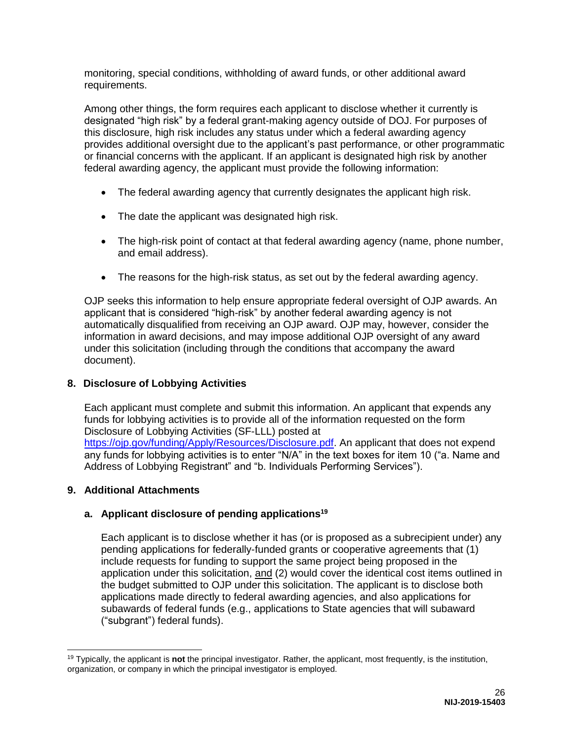monitoring, special conditions, withholding of award funds, or other additional award requirements.

Among other things, the form requires each applicant to disclose whether it currently is designated "high risk" by a federal grant-making agency outside of DOJ. For purposes of this disclosure, high risk includes any status under which a federal awarding agency provides additional oversight due to the applicant's past performance, or other programmatic or financial concerns with the applicant. If an applicant is designated high risk by another federal awarding agency, the applicant must provide the following information:

- The federal awarding agency that currently designates the applicant high risk.
- The date the applicant was designated high risk.
- The high-risk point of contact at that federal awarding agency (name, phone number, and email address).
- The reasons for the high-risk status, as set out by the federal awarding agency.

OJP seeks this information to help ensure appropriate federal oversight of OJP awards. An applicant that is considered "high-risk" by another federal awarding agency is not automatically disqualified from receiving an OJP award. OJP may, however, consider the information in award decisions, and may impose additional OJP oversight of any award under this solicitation (including through the conditions that accompany the award document).

**8. Disclosure of Lobbying Activities**

Each applicant must complete and submit this information. An applicant that expends any funds for lobbying activities is to provide all of the information requested on the form Disclosure of Lobbying Activities (SF-LLL) posted at https://ojp.gov/funding/Apply/Resources/Disclosure.pdf. An applicant that does not expend any funds for lobbying activities is to enter "N/A" in the text boxes for item 10 ("a. Name and Address of Lobbying Registrant" and "b. Individuals Performing Services").

**9. Additional Attachments**

**a. Applicant disclosure of pending applications[19]**

Each applicant is to disclose whether it has (or is proposed as a subrecipient under) any pending applications for federally-funded grants or cooperative agreements that (1) include requests for funding to support the same project being proposed in the application under this solicitation, and (2) would cover the identical cost items outlined in the budget submitted to OJP under this solicitation. The applicant is to disclose both applications made directly to federal awarding agencies, and also applications for subawards of federal funds (e.g., applications to State agencies that will subaward ("subgrant") federal funds).

---

[19] Typically, the applicant is **not** the principal investigator. Rather, the applicant, most frequently, is the institution, organization, or company in which the principal investigator is employed.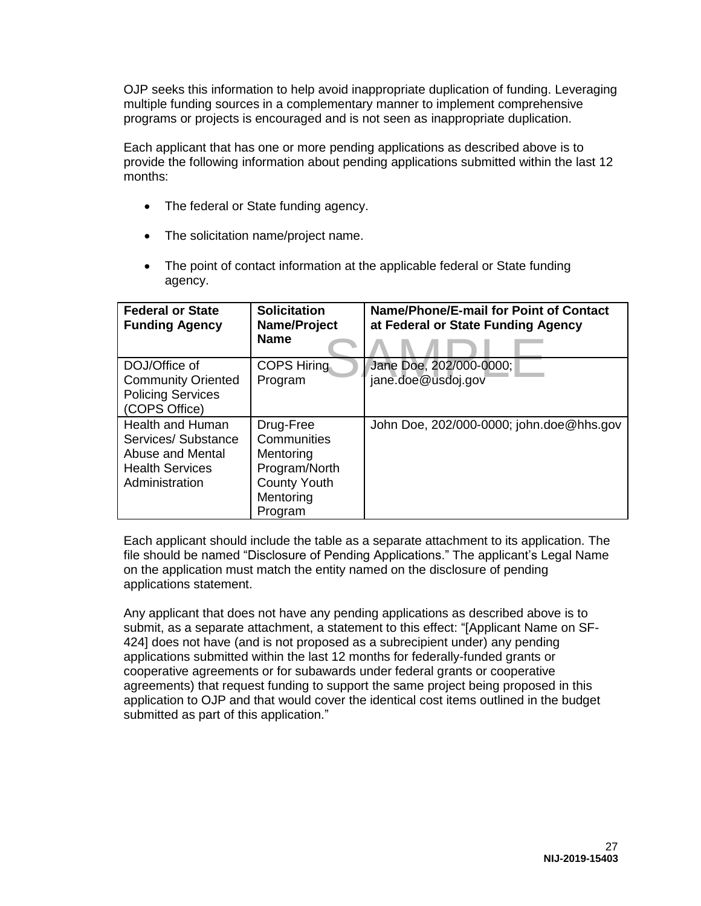OJP seeks this information to help avoid inappropriate duplication of funding. Leveraging multiple funding sources in a complementary manner to implement comprehensive programs or projects is encouraged and is not seen as inappropriate duplication.

Each applicant that has one or more pending applications as described above is to provide the following information about pending applications submitted within the last 12 months:

- The federal or State funding agency.
- The solicitation name/project name.
- The point of contact information at the applicable federal or State funding agency.

| **Federal or State Funding Agency** | **Solicitation Name/Project Name** | **Name/Phone/E-mail for Point of Contact at Federal or State Funding Agency** |
|---|---|---|
| DOJ/Office of Community Oriented Policing Services (COPS Office) | COPS Hiring Program | Jane Doe, 202/000-0000; jane.doe@usdoj.gov |
| Health and Human Services/ Substance Abuse and Mental Health Services Administration | Drug-Free Communities Mentoring Program/North County Youth Mentoring Program | John Doe, 202/000-0000; john.doe@hhs.gov |

Each applicant should include the table as a separate attachment to its application. The file should be named "Disclosure of Pending Applications." The applicant's Legal Name on the application must match the entity named on the disclosure of pending applications statement.

Any applicant that does not have any pending applications as described above is to submit, as a separate attachment, a statement to this effect: "[Applicant Name on SF-424] does not have (and is not proposed as a subrecipient under) any pending applications submitted within the last 12 months for federally-funded grants or cooperative agreements or for subawards under federal grants or cooperative agreements) that request funding to support the same project being proposed in this application to OJP and that would cover the identical cost items outlined in the budget submitted as part of this application."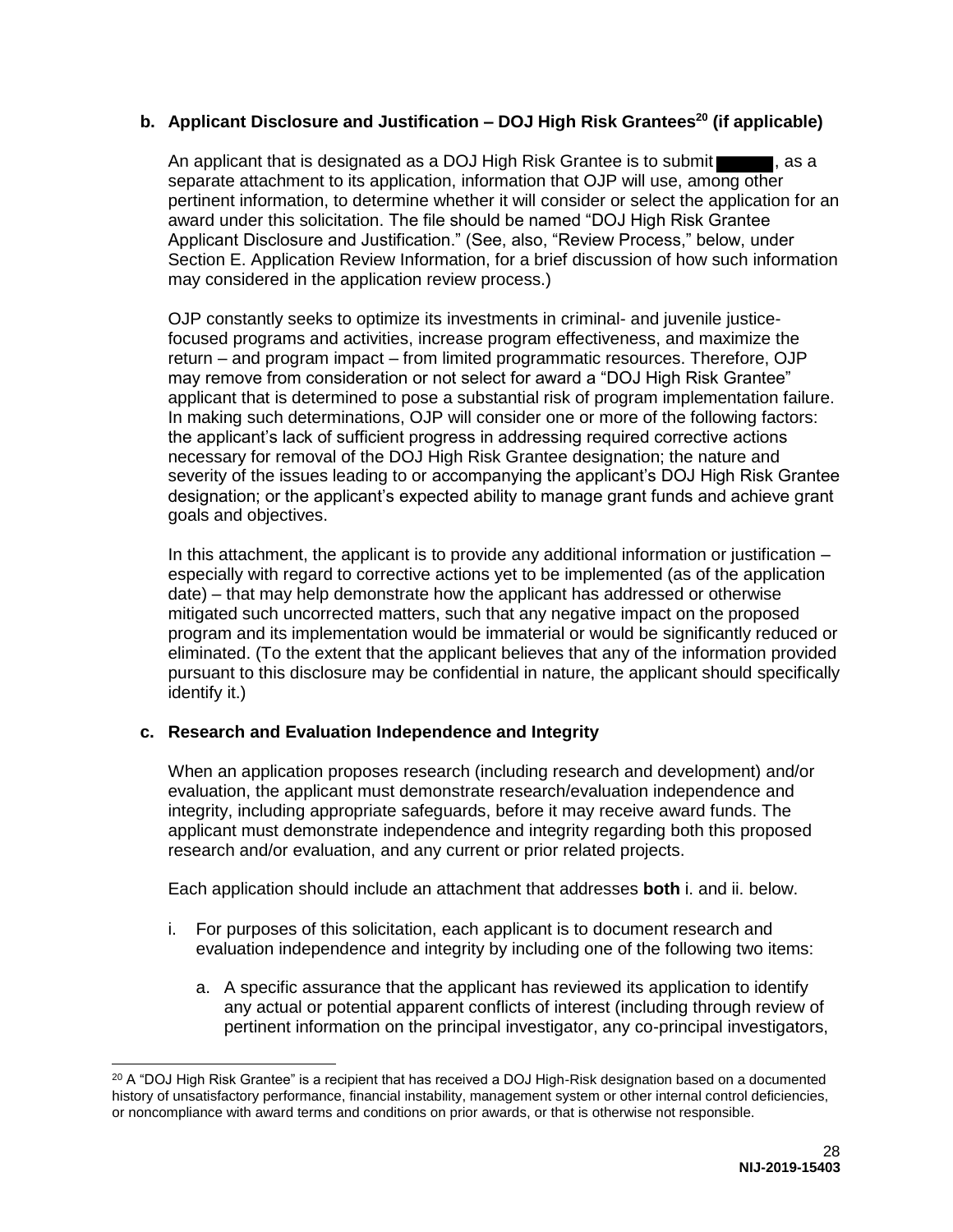**b. Applicant Disclosure and Justification – DOJ High Risk Grantees[20] (if applicable)**

An applicant that is designated as a DOJ High Risk Grantee is to submit ██████, as a separate attachment to its application, information that OJP will use, among other pertinent information, to determine whether it will consider or select the application for an award under this solicitation. The file should be named "DOJ High Risk Grantee Applicant Disclosure and Justification." (See, also, "Review Process," below, under Section E. Application Review Information, for a brief discussion of how such information may considered in the application review process.)

OJP constantly seeks to optimize its investments in criminal- and juvenile justice-focused programs and activities, increase program effectiveness, and maximize the return – and program impact – from limited programmatic resources. Therefore, OJP may remove from consideration or not select for award a "DOJ High Risk Grantee" applicant that is determined to pose a substantial risk of program implementation failure. In making such determinations, OJP will consider one or more of the following factors: the applicant's lack of sufficient progress in addressing required corrective actions necessary for removal of the DOJ High Risk Grantee designation; the nature and severity of the issues leading to or accompanying the applicant's DOJ High Risk Grantee designation; or the applicant's expected ability to manage grant funds and achieve grant goals and objectives.

In this attachment, the applicant is to provide any additional information or justification – especially with regard to corrective actions yet to be implemented (as of the application date) – that may help demonstrate how the applicant has addressed or otherwise mitigated such uncorrected matters, such that any negative impact on the proposed program and its implementation would be immaterial or would be significantly reduced or eliminated. (To the extent that the applicant believes that any of the information provided pursuant to this disclosure may be confidential in nature, the applicant should specifically identify it.)

**c. Research and Evaluation Independence and Integrity**

When an application proposes research (including research and development) and/or evaluation, the applicant must demonstrate research/evaluation independence and integrity, including appropriate safeguards, before it may receive award funds. The applicant must demonstrate independence and integrity regarding both this proposed research and/or evaluation, and any current or prior related projects.

Each application should include an attachment that addresses **both** i. and ii. below.

i. For purposes of this solicitation, each applicant is to document research and evaluation independence and integrity by including one of the following two items:

   a. A specific assurance that the applicant has reviewed its application to identify any actual or potential apparent conflicts of interest (including through review of pertinent information on the principal investigator, any co-principal investigators,

[20] A "DOJ High Risk Grantee" is a recipient that has received a DOJ High-Risk designation based on a documented history of unsatisfactory performance, financial instability, management system or other internal control deficiencies, or noncompliance with award terms and conditions on prior awards, or that is otherwise not responsible.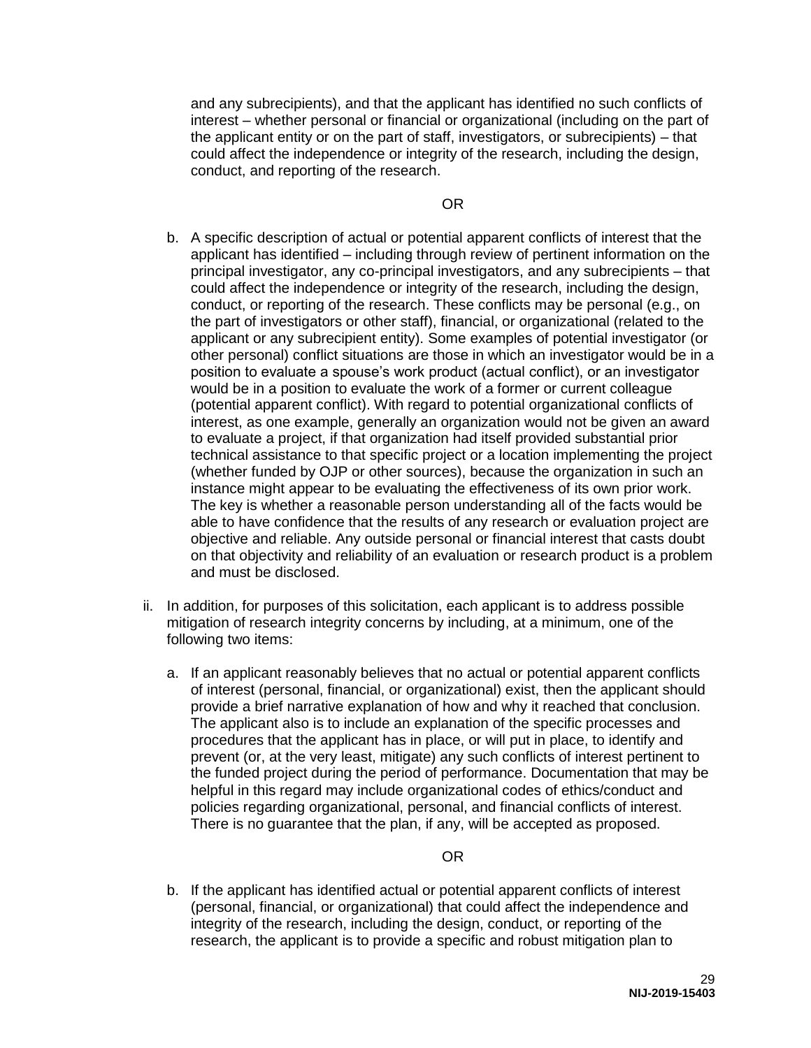and any subrecipients), and that the applicant has identified no such conflicts of interest – whether personal or financial or organizational (including on the part of the applicant entity or on the part of staff, investigators, or subrecipients) – that could affect the independence or integrity of the research, including the design, conduct, and reporting of the research.

OR

b. A specific description of actual or potential apparent conflicts of interest that the applicant has identified – including through review of pertinent information on the principal investigator, any co-principal investigators, and any subrecipients – that could affect the independence or integrity of the research, including the design, conduct, or reporting of the research. These conflicts may be personal (e.g., on the part of investigators or other staff), financial, or organizational (related to the applicant or any subrecipient entity). Some examples of potential investigator (or other personal) conflict situations are those in which an investigator would be in a position to evaluate a spouse's work product (actual conflict), or an investigator would be in a position to evaluate the work of a former or current colleague (potential apparent conflict). With regard to potential organizational conflicts of interest, as one example, generally an organization would not be given an award to evaluate a project, if that organization had itself provided substantial prior technical assistance to that specific project or a location implementing the project (whether funded by OJP or other sources), because the organization in such an instance might appear to be evaluating the effectiveness of its own prior work. The key is whether a reasonable person understanding all of the facts would be able to have confidence that the results of any research or evaluation project are objective and reliable. Any outside personal or financial interest that casts doubt on that objectivity and reliability of an evaluation or research product is a problem and must be disclosed.

ii. In addition, for purposes of this solicitation, each applicant is to address possible mitigation of research integrity concerns by including, at a minimum, one of the following two items:

a. If an applicant reasonably believes that no actual or potential apparent conflicts of interest (personal, financial, or organizational) exist, then the applicant should provide a brief narrative explanation of how and why it reached that conclusion. The applicant also is to include an explanation of the specific processes and procedures that the applicant has in place, or will put in place, to identify and prevent (or, at the very least, mitigate) any such conflicts of interest pertinent to the funded project during the period of performance. Documentation that may be helpful in this regard may include organizational codes of ethics/conduct and policies regarding organizational, personal, and financial conflicts of interest. There is no guarantee that the plan, if any, will be accepted as proposed.

OR

b. If the applicant has identified actual or potential apparent conflicts of interest (personal, financial, or organizational) that could affect the independence and integrity of the research, including the design, conduct, or reporting of the research, the applicant is to provide a specific and robust mitigation plan to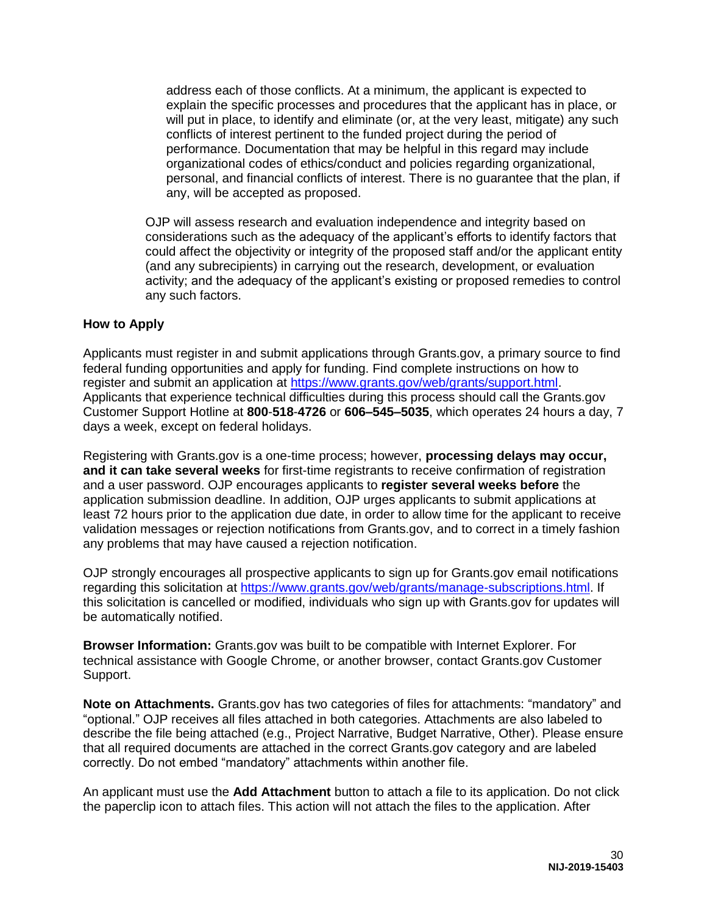address each of those conflicts. At a minimum, the applicant is expected to explain the specific processes and procedures that the applicant has in place, or will put in place, to identify and eliminate (or, at the very least, mitigate) any such conflicts of interest pertinent to the funded project during the period of performance. Documentation that may be helpful in this regard may include organizational codes of ethics/conduct and policies regarding organizational, personal, and financial conflicts of interest. There is no guarantee that the plan, if any, will be accepted as proposed.

OJP will assess research and evaluation independence and integrity based on considerations such as the adequacy of the applicant's efforts to identify factors that could affect the objectivity or integrity of the proposed staff and/or the applicant entity (and any subrecipients) in carrying out the research, development, or evaluation activity; and the adequacy of the applicant's existing or proposed remedies to control any such factors.

**How to Apply**

Applicants must register in and submit applications through Grants.gov, a primary source to find federal funding opportunities and apply for funding. Find complete instructions on how to register and submit an application at https://www.grants.gov/web/grants/support.html. Applicants that experience technical difficulties during this process should call the Grants.gov Customer Support Hotline at **800**-**518**-**4726** or **606–545–5035**, which operates 24 hours a day, 7 days a week, except on federal holidays.

Registering with Grants.gov is a one-time process; however, **processing delays may occur, and it can take several weeks** for first-time registrants to receive confirmation of registration and a user password. OJP encourages applicants to **register several weeks before** the application submission deadline. In addition, OJP urges applicants to submit applications at least 72 hours prior to the application due date, in order to allow time for the applicant to receive validation messages or rejection notifications from Grants.gov, and to correct in a timely fashion any problems that may have caused a rejection notification.

OJP strongly encourages all prospective applicants to sign up for Grants.gov email notifications regarding this solicitation at https://www.grants.gov/web/grants/manage-subscriptions.html. If this solicitation is cancelled or modified, individuals who sign up with Grants.gov for updates will be automatically notified.

**Browser Information:** Grants.gov was built to be compatible with Internet Explorer. For technical assistance with Google Chrome, or another browser, contact Grants.gov Customer Support.

**Note on Attachments.** Grants.gov has two categories of files for attachments: "mandatory" and "optional." OJP receives all files attached in both categories. Attachments are also labeled to describe the file being attached (e.g., Project Narrative, Budget Narrative, Other). Please ensure that all required documents are attached in the correct Grants.gov category and are labeled correctly. Do not embed "mandatory" attachments within another file.

An applicant must use the **Add Attachment** button to attach a file to its application. Do not click the paperclip icon to attach files. This action will not attach the files to the application. After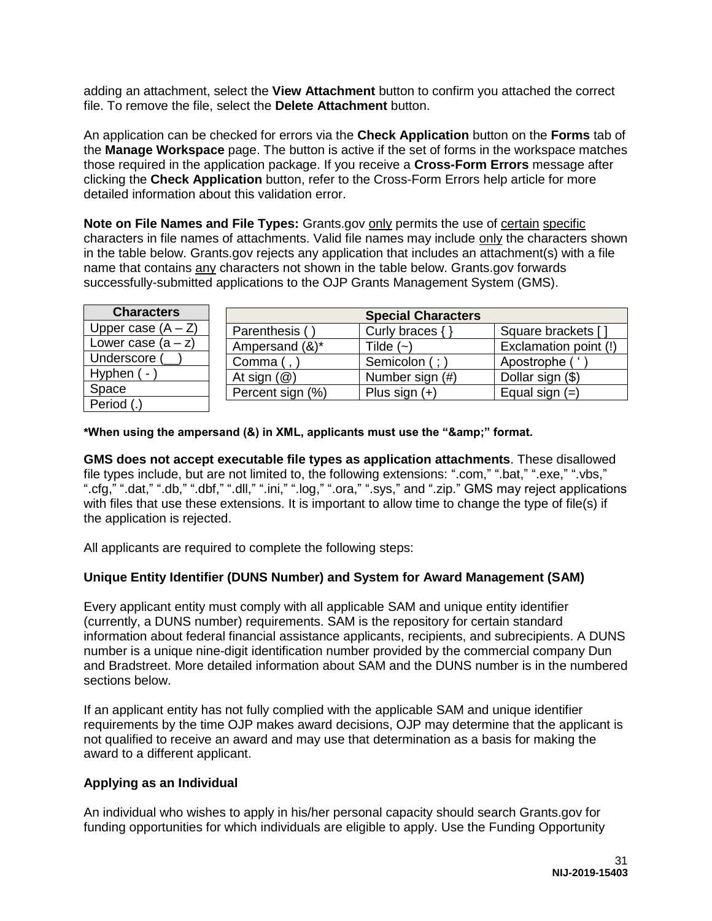adding an attachment, select the **View Attachment** button to confirm you attached the correct file. To remove the file, select the **Delete Attachment** button.

An application can be checked for errors via the **Check Application** button on the **Forms** tab of the **Manage Workspace** page. The button is active if the set of forms in the workspace matches those required in the application package. If you receive a **Cross-Form Errors** message after clicking the **Check Application** button, refer to the Cross-Form Errors help article for more detailed information about this validation error.

**Note on File Names and File Types:** Grants.gov only permits the use of certain specific characters in file names of attachments. Valid file names may include only the characters shown in the table below. Grants.gov rejects any application that includes an attachment(s) with a file name that contains any characters not shown in the table below. Grants.gov forwards successfully-submitted applications to the OJP Grants Management System (GMS).

| Characters |
|---|
| Upper case (A – Z) |
| Lower case (a – z) |
| Underscore (__) |
| Hyphen ( - ) |
| Space |
| Period (.) |

| Special Characters | | |
|---|---|---|
| Parenthesis ( ) | Curly braces { } | Square brackets [ ] |
| Ampersand (&)* | Tilde (~) | Exclamation point (!) |
| Comma ( , ) | Semicolon ( ; ) | Apostrophe ( ‘ ) |
| At sign (@) | Number sign (#) | Dollar sign ($) |
| Percent sign (%) | Plus sign (+) | Equal sign (=) |

***When using the ampersand (&) in XML, applicants must use the “&amp;” format.**

**GMS does not accept executable file types as application attachments**. These disallowed file types include, but are not limited to, the following extensions: “.com,” “.bat,” “.exe,” “.vbs,” “.cfg,” “.dat,” “.db,” “.dbf,” “.dll,” “.ini,” “.log,” “.ora,” “.sys,” and “.zip.” GMS may reject applications with files that use these extensions. It is important to allow time to change the type of file(s) if the application is rejected.

All applicants are required to complete the following steps:

**Unique Entity Identifier (DUNS Number) and System for Award Management (SAM)**

Every applicant entity must comply with all applicable SAM and unique entity identifier (currently, a DUNS number) requirements. SAM is the repository for certain standard information about federal financial assistance applicants, recipients, and subrecipients. A DUNS number is a unique nine-digit identification number provided by the commercial company Dun and Bradstreet. More detailed information about SAM and the DUNS number is in the numbered sections below.

If an applicant entity has not fully complied with the applicable SAM and unique identifier requirements by the time OJP makes award decisions, OJP may determine that the applicant is not qualified to receive an award and may use that determination as a basis for making the award to a different applicant.

**Applying as an Individual**

An individual who wishes to apply in his/her personal capacity should search Grants.gov for funding opportunities for which individuals are eligible to apply. Use the Funding Opportunity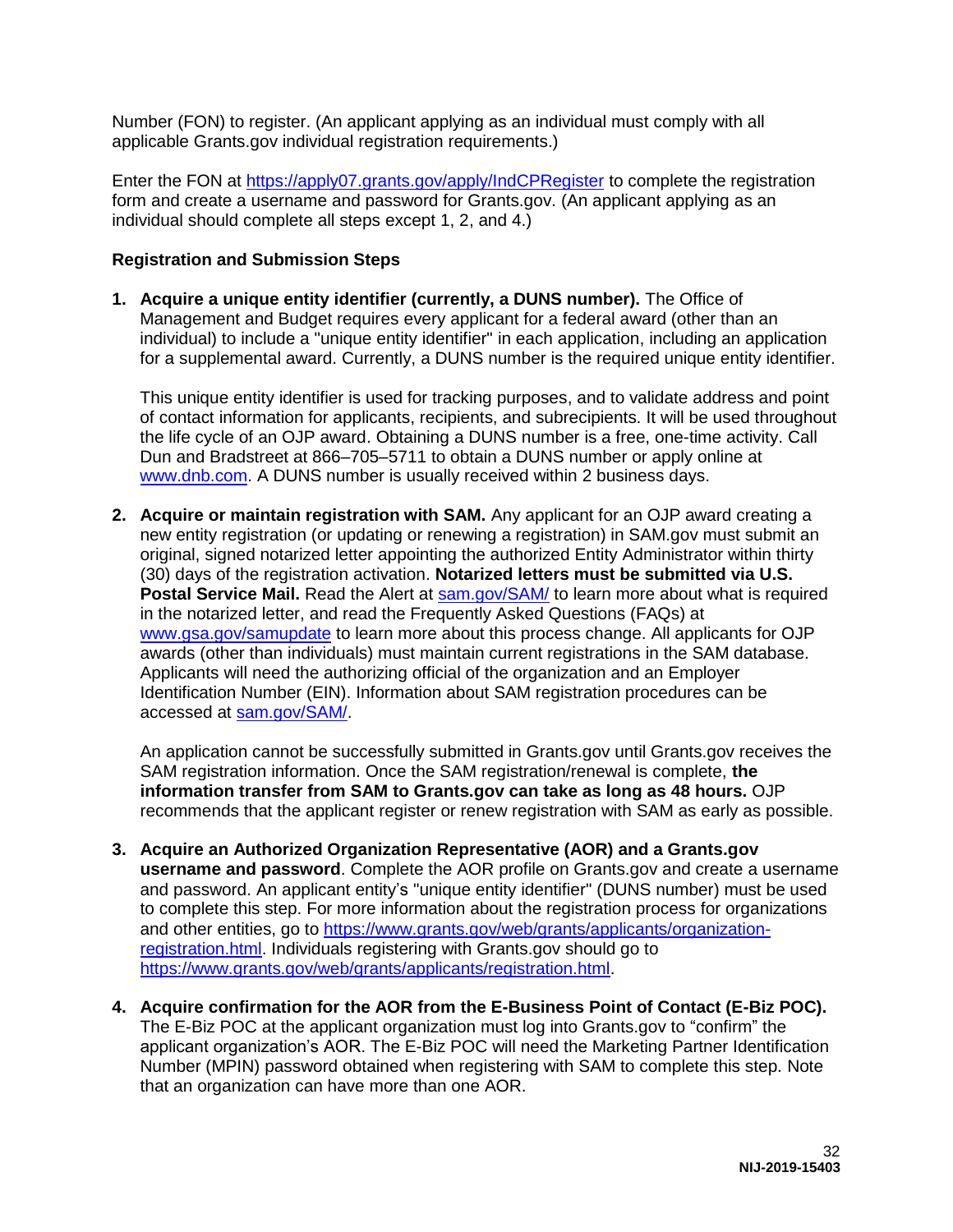Number (FON) to register. (An applicant applying as an individual must comply with all applicable Grants.gov individual registration requirements.)

Enter the FON at https://apply07.grants.gov/apply/IndCPRegister to complete the registration form and create a username and password for Grants.gov. (An applicant applying as an individual should complete all steps except 1, 2, and 4.)

**Registration and Submission Steps**

1. **Acquire a unique entity identifier (currently, a DUNS number).** The Office of Management and Budget requires every applicant for a federal award (other than an individual) to include a "unique entity identifier" in each application, including an application for a supplemental award. Currently, a DUNS number is the required unique entity identifier.

   This unique entity identifier is used for tracking purposes, and to validate address and point of contact information for applicants, recipients, and subrecipients. It will be used throughout the life cycle of an OJP award. Obtaining a DUNS number is a free, one-time activity. Call Dun and Bradstreet at 866–705–5711 to obtain a DUNS number or apply online at www.dnb.com. A DUNS number is usually received within 2 business days.

2. **Acquire or maintain registration with SAM.** Any applicant for an OJP award creating a new entity registration (or updating or renewing a registration) in SAM.gov must submit an original, signed notarized letter appointing the authorized Entity Administrator within thirty (30) days of the registration activation. **Notarized letters must be submitted via U.S. Postal Service Mail.** Read the Alert at sam.gov/SAM/ to learn more about what is required in the notarized letter, and read the Frequently Asked Questions (FAQs) at www.gsa.gov/samupdate to learn more about this process change. All applicants for OJP awards (other than individuals) must maintain current registrations in the SAM database. Applicants will need the authorizing official of the organization and an Employer Identification Number (EIN). Information about SAM registration procedures can be accessed at sam.gov/SAM/.

   An application cannot be successfully submitted in Grants.gov until Grants.gov receives the SAM registration information. Once the SAM registration/renewal is complete, **the information transfer from SAM to Grants.gov can take as long as 48 hours.** OJP recommends that the applicant register or renew registration with SAM as early as possible.

3. **Acquire an Authorized Organization Representative (AOR) and a Grants.gov username and password**. Complete the AOR profile on Grants.gov and create a username and password. An applicant entity's "unique entity identifier" (DUNS number) must be used to complete this step. For more information about the registration process for organizations and other entities, go to https://www.grants.gov/web/grants/applicants/organization-registration.html. Individuals registering with Grants.gov should go to https://www.grants.gov/web/grants/applicants/registration.html.

4. **Acquire confirmation for the AOR from the E-Business Point of Contact (E-Biz POC).** The E-Biz POC at the applicant organization must log into Grants.gov to "confirm" the applicant organization's AOR. The E-Biz POC will need the Marketing Partner Identification Number (MPIN) password obtained when registering with SAM to complete this step. Note that an organization can have more than one AOR.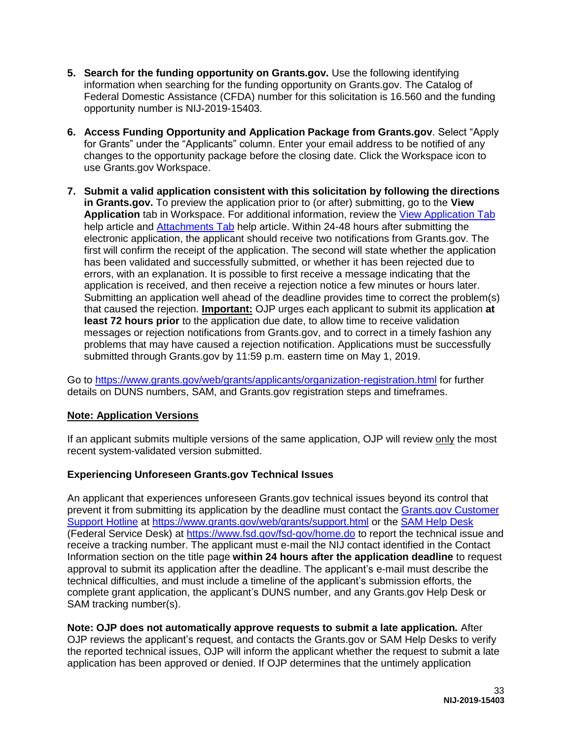5. **Search for the funding opportunity on Grants.gov.** Use the following identifying information when searching for the funding opportunity on Grants.gov. The Catalog of Federal Domestic Assistance (CFDA) number for this solicitation is 16.560 and the funding opportunity number is NIJ-2019-15403.

6. **Access Funding Opportunity and Application Package from Grants.gov**. Select "Apply for Grants" under the "Applicants" column. Enter your email address to be notified of any changes to the opportunity package before the closing date. Click the Workspace icon to use Grants.gov Workspace.

7. **Submit a valid application consistent with this solicitation by following the directions in Grants.gov.** To preview the application prior to (or after) submitting, go to the **View Application** tab in Workspace. For additional information, review the View Application Tab help article and Attachments Tab help article. Within 24-48 hours after submitting the electronic application, the applicant should receive two notifications from Grants.gov. The first will confirm the receipt of the application. The second will state whether the application has been validated and successfully submitted, or whether it has been rejected due to errors, with an explanation. It is possible to first receive a message indicating that the application is received, and then receive a rejection notice a few minutes or hours later. Submitting an application well ahead of the deadline provides time to correct the problem(s) that caused the rejection. **Important:** OJP urges each applicant to submit its application **at least 72 hours prior** to the application due date, to allow time to receive validation messages or rejection notifications from Grants.gov, and to correct in a timely fashion any problems that may have caused a rejection notification. Applications must be successfully submitted through Grants.gov by 11:59 p.m. eastern time on May 1, 2019.

Go to https://www.grants.gov/web/grants/applicants/organization-registration.html for further details on DUNS numbers, SAM, and Grants.gov registration steps and timeframes.

**Note: Application Versions**

If an applicant submits multiple versions of the same application, OJP will review only the most recent system-validated version submitted.

**Experiencing Unforeseen Grants.gov Technical Issues**

An applicant that experiences unforeseen Grants.gov technical issues beyond its control that prevent it from submitting its application by the deadline must contact the Grants.gov Customer Support Hotline at https://www.grants.gov/web/grants/support.html or the SAM Help Desk (Federal Service Desk) at https://www.fsd.gov/fsd-gov/home.do to report the technical issue and receive a tracking number. The applicant must e-mail the NIJ contact identified in the Contact Information section on the title page **within 24 hours after the application deadline** to request approval to submit its application after the deadline. The applicant's e-mail must describe the technical difficulties, and must include a timeline of the applicant's submission efforts, the complete grant application, the applicant's DUNS number, and any Grants.gov Help Desk or SAM tracking number(s).

**Note: OJP does not automatically approve requests to submit a late application.** After OJP reviews the applicant's request, and contacts the Grants.gov or SAM Help Desks to verify the reported technical issues, OJP will inform the applicant whether the request to submit a late application has been approved or denied. If OJP determines that the untimely application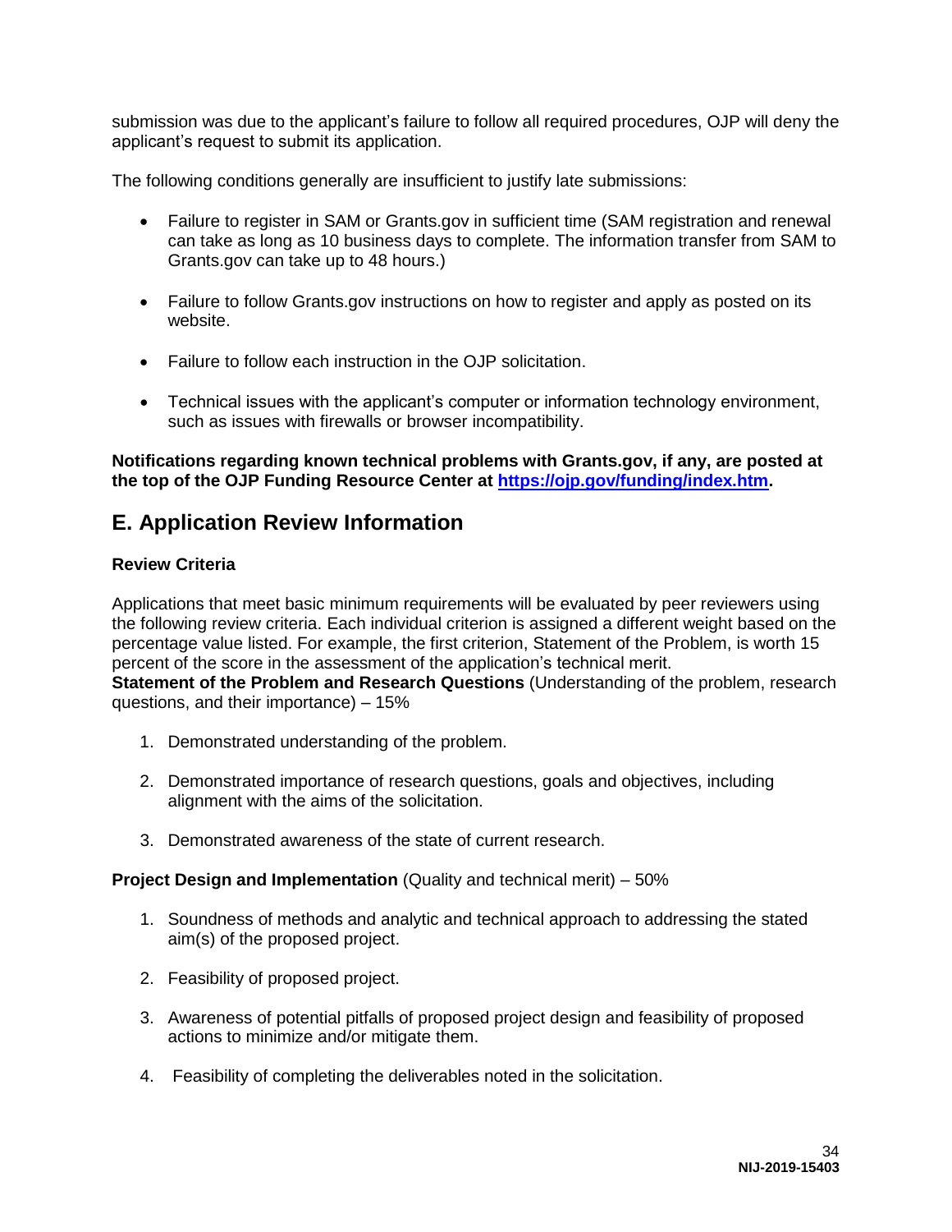submission was due to the applicant's failure to follow all required procedures, OJP will deny the applicant's request to submit its application.

The following conditions generally are insufficient to justify late submissions:

- Failure to register in SAM or Grants.gov in sufficient time (SAM registration and renewal can take as long as 10 business days to complete. The information transfer from SAM to Grants.gov can take up to 48 hours.)
- Failure to follow Grants.gov instructions on how to register and apply as posted on its website.
- Failure to follow each instruction in the OJP solicitation.
- Technical issues with the applicant's computer or information technology environment, such as issues with firewalls or browser incompatibility.

**Notifications regarding known technical problems with Grants.gov, if any, are posted at the top of the OJP Funding Resource Center at [https://ojp.gov/funding/index.htm](https://ojp.gov/funding/index.htm).**

## E. Application Review Information

### Review Criteria

Applications that meet basic minimum requirements will be evaluated by peer reviewers using the following review criteria. Each individual criterion is assigned a different weight based on the percentage value listed. For example, the first criterion, Statement of the Problem, is worth 15 percent of the score in the assessment of the application's technical merit.

**Statement of the Problem and Research Questions** (Understanding of the problem, research questions, and their importance) – 15%

1. Demonstrated understanding of the problem.
2. Demonstrated importance of research questions, goals and objectives, including alignment with the aims of the solicitation.
3. Demonstrated awareness of the state of current research.

**Project Design and Implementation** (Quality and technical merit) – 50%

1. Soundness of methods and analytic and technical approach to addressing the stated aim(s) of the proposed project.
2. Feasibility of proposed project.
3. Awareness of potential pitfalls of proposed project design and feasibility of proposed actions to minimize and/or mitigate them.
4. Feasibility of completing the deliverables noted in the solicitation.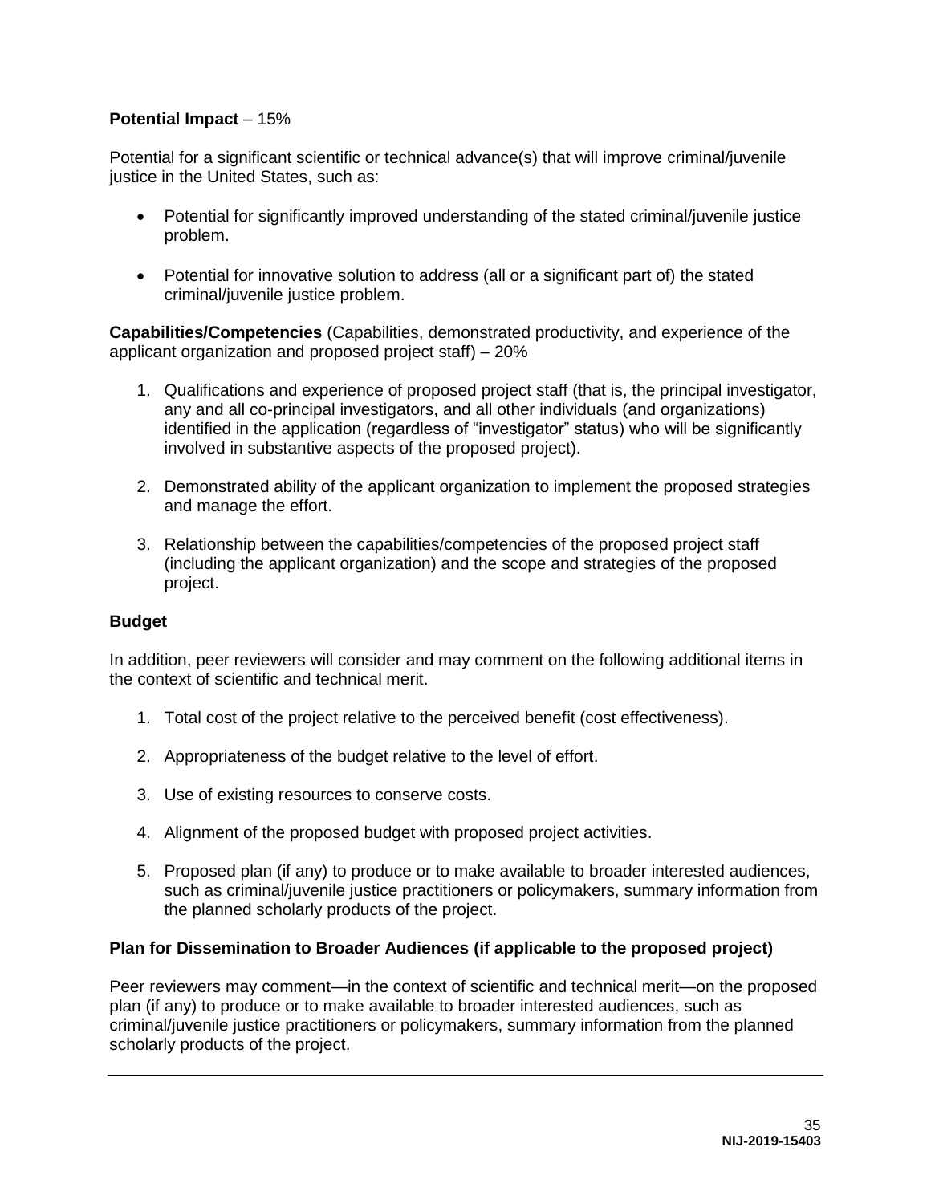**Potential Impact** – 15%

Potential for a significant scientific or technical advance(s) that will improve criminal/juvenile justice in the United States, such as:

- Potential for significantly improved understanding of the stated criminal/juvenile justice problem.
- Potential for innovative solution to address (all or a significant part of) the stated criminal/juvenile justice problem.

**Capabilities/Competencies** (Capabilities, demonstrated productivity, and experience of the applicant organization and proposed project staff) – 20%

1. Qualifications and experience of proposed project staff (that is, the principal investigator, any and all co-principal investigators, and all other individuals (and organizations) identified in the application (regardless of "investigator" status) who will be significantly involved in substantive aspects of the proposed project).
2. Demonstrated ability of the applicant organization to implement the proposed strategies and manage the effort.
3. Relationship between the capabilities/competencies of the proposed project staff (including the applicant organization) and the scope and strategies of the proposed project.

**Budget**

In addition, peer reviewers will consider and may comment on the following additional items in the context of scientific and technical merit.

1. Total cost of the project relative to the perceived benefit (cost effectiveness).
2. Appropriateness of the budget relative to the level of effort.
3. Use of existing resources to conserve costs.
4. Alignment of the proposed budget with proposed project activities.
5. Proposed plan (if any) to produce or to make available to broader interested audiences, such as criminal/juvenile justice practitioners or policymakers, summary information from the planned scholarly products of the project.

**Plan for Dissemination to Broader Audiences (if applicable to the proposed project)**

Peer reviewers may comment—in the context of scientific and technical merit—on the proposed plan (if any) to produce or to make available to broader interested audiences, such as criminal/juvenile justice practitioners or policymakers, summary information from the planned scholarly products of the project.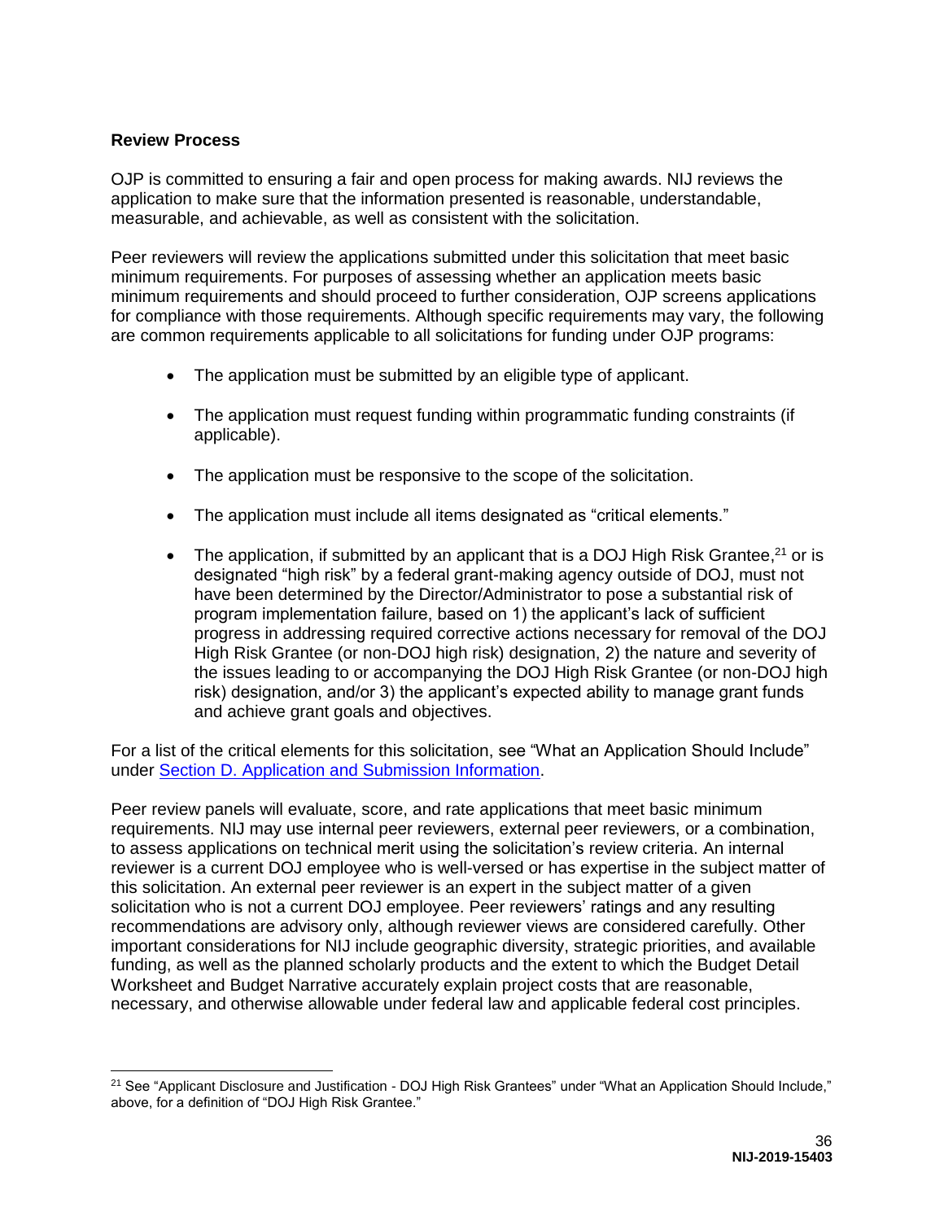### Review Process

OJP is committed to ensuring a fair and open process for making awards. NIJ reviews the application to make sure that the information presented is reasonable, understandable, measurable, and achievable, as well as consistent with the solicitation.

Peer reviewers will review the applications submitted under this solicitation that meet basic minimum requirements. For purposes of assessing whether an application meets basic minimum requirements and should proceed to further consideration, OJP screens applications for compliance with those requirements. Although specific requirements may vary, the following are common requirements applicable to all solicitations for funding under OJP programs:

- The application must be submitted by an eligible type of applicant.
- The application must request funding within programmatic funding constraints (if applicable).
- The application must be responsive to the scope of the solicitation.
- The application must include all items designated as "critical elements."
- The application, if submitted by an applicant that is a DOJ High Risk Grantee,[21] or is designated "high risk" by a federal grant-making agency outside of DOJ, must not have been determined by the Director/Administrator to pose a substantial risk of program implementation failure, based on 1) the applicant's lack of sufficient progress in addressing required corrective actions necessary for removal of the DOJ High Risk Grantee (or non-DOJ high risk) designation, 2) the nature and severity of the issues leading to or accompanying the DOJ High Risk Grantee (or non-DOJ high risk) designation, and/or 3) the applicant's expected ability to manage grant funds and achieve grant goals and objectives.

For a list of the critical elements for this solicitation, see "What an Application Should Include" under Section D. Application and Submission Information.

Peer review panels will evaluate, score, and rate applications that meet basic minimum requirements. NIJ may use internal peer reviewers, external peer reviewers, or a combination, to assess applications on technical merit using the solicitation's review criteria. An internal reviewer is a current DOJ employee who is well-versed or has expertise in the subject matter of this solicitation. An external peer reviewer is an expert in the subject matter of a given solicitation who is not a current DOJ employee. Peer reviewers' ratings and any resulting recommendations are advisory only, although reviewer views are considered carefully. Other important considerations for NIJ include geographic diversity, strategic priorities, and available funding, as well as the planned scholarly products and the extent to which the Budget Detail Worksheet and Budget Narrative accurately explain project costs that are reasonable, necessary, and otherwise allowable under federal law and applicable federal cost principles.

---

[21] See "Applicant Disclosure and Justification - DOJ High Risk Grantees" under "What an Application Should Include," above, for a definition of "DOJ High Risk Grantee."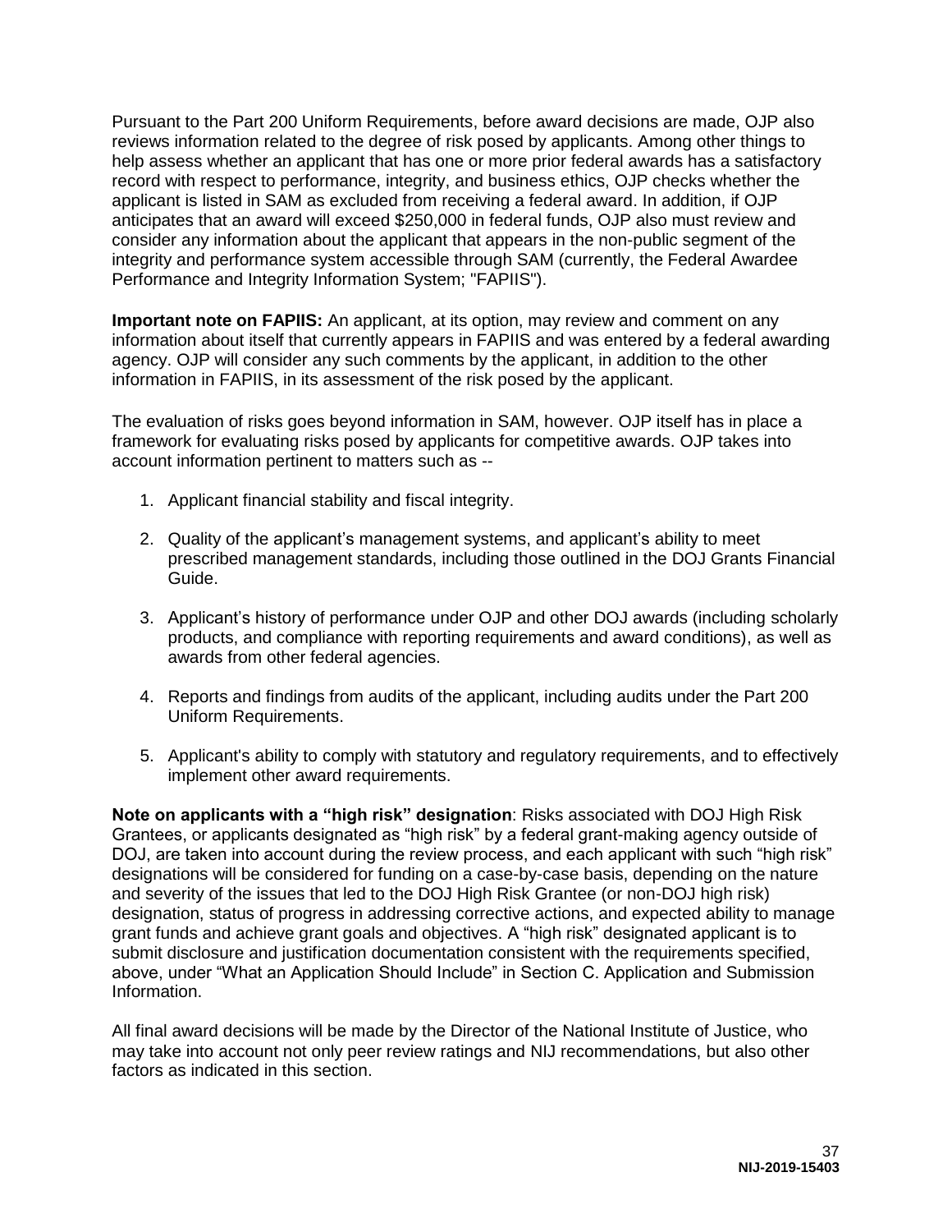Pursuant to the Part 200 Uniform Requirements, before award decisions are made, OJP also reviews information related to the degree of risk posed by applicants. Among other things to help assess whether an applicant that has one or more prior federal awards has a satisfactory record with respect to performance, integrity, and business ethics, OJP checks whether the applicant is listed in SAM as excluded from receiving a federal award. In addition, if OJP anticipates that an award will exceed $250,000 in federal funds, OJP also must review and consider any information about the applicant that appears in the non-public segment of the integrity and performance system accessible through SAM (currently, the Federal Awardee Performance and Integrity Information System; "FAPIIS").

**Important note on FAPIIS:** An applicant, at its option, may review and comment on any information about itself that currently appears in FAPIIS and was entered by a federal awarding agency. OJP will consider any such comments by the applicant, in addition to the other information in FAPIIS, in its assessment of the risk posed by the applicant.

The evaluation of risks goes beyond information in SAM, however. OJP itself has in place a framework for evaluating risks posed by applicants for competitive awards. OJP takes into account information pertinent to matters such as --

1. Applicant financial stability and fiscal integrity.
2. Quality of the applicant's management systems, and applicant's ability to meet prescribed management standards, including those outlined in the DOJ Grants Financial Guide.
3. Applicant's history of performance under OJP and other DOJ awards (including scholarly products, and compliance with reporting requirements and award conditions), as well as awards from other federal agencies.
4. Reports and findings from audits of the applicant, including audits under the Part 200 Uniform Requirements.
5. Applicant's ability to comply with statutory and regulatory requirements, and to effectively implement other award requirements.

**Note on applicants with a "high risk" designation**: Risks associated with DOJ High Risk Grantees, or applicants designated as "high risk" by a federal grant-making agency outside of DOJ, are taken into account during the review process, and each applicant with such "high risk" designations will be considered for funding on a case-by-case basis, depending on the nature and severity of the issues that led to the DOJ High Risk Grantee (or non-DOJ high risk) designation, status of progress in addressing corrective actions, and expected ability to manage grant funds and achieve grant goals and objectives. A "high risk" designated applicant is to submit disclosure and justification documentation consistent with the requirements specified, above, under "What an Application Should Include" in Section C. Application and Submission Information.

All final award decisions will be made by the Director of the National Institute of Justice, who may take into account not only peer review ratings and NIJ recommendations, but also other factors as indicated in this section.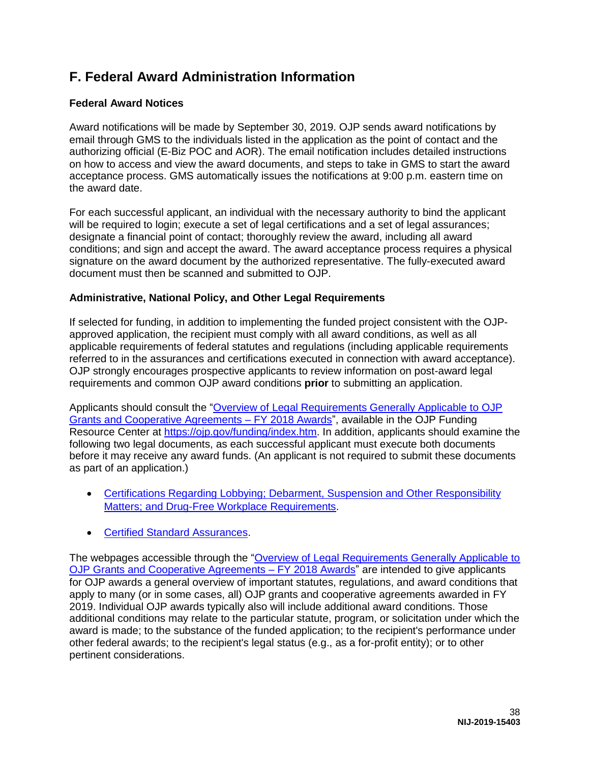## F. Federal Award Administration Information

### Federal Award Notices

Award notifications will be made by September 30, 2019. OJP sends award notifications by email through GMS to the individuals listed in the application as the point of contact and the authorizing official (E-Biz POC and AOR). The email notification includes detailed instructions on how to access and view the award documents, and steps to take in GMS to start the award acceptance process. GMS automatically issues the notifications at 9:00 p.m. eastern time on the award date.

For each successful applicant, an individual with the necessary authority to bind the applicant will be required to login; execute a set of legal certifications and a set of legal assurances; designate a financial point of contact; thoroughly review the award, including all award conditions; and sign and accept the award. The award acceptance process requires a physical signature on the award document by the authorized representative. The fully-executed award document must then be scanned and submitted to OJP.

### Administrative, National Policy, and Other Legal Requirements

If selected for funding, in addition to implementing the funded project consistent with the OJP-approved application, the recipient must comply with all award conditions, as well as all applicable requirements of federal statutes and regulations (including applicable requirements referred to in the assurances and certifications executed in connection with award acceptance). OJP strongly encourages prospective applicants to review information on post-award legal requirements and common OJP award conditions **prior** to submitting an application.

Applicants should consult the "Overview of Legal Requirements Generally Applicable to OJP Grants and Cooperative Agreements – FY 2018 Awards", available in the OJP Funding Resource Center at https://ojp.gov/funding/index.htm. In addition, applicants should examine the following two legal documents, as each successful applicant must execute both documents before it may receive any award funds. (An applicant is not required to submit these documents as part of an application.)

- Certifications Regarding Lobbying; Debarment, Suspension and Other Responsibility Matters; and Drug-Free Workplace Requirements.
- Certified Standard Assurances.

The webpages accessible through the "Overview of Legal Requirements Generally Applicable to OJP Grants and Cooperative Agreements – FY 2018 Awards" are intended to give applicants for OJP awards a general overview of important statutes, regulations, and award conditions that apply to many (or in some cases, all) OJP grants and cooperative agreements awarded in FY 2019. Individual OJP awards typically also will include additional award conditions. Those additional conditions may relate to the particular statute, program, or solicitation under which the award is made; to the substance of the funded application; to the recipient's performance under other federal awards; to the recipient's legal status (e.g., as a for-profit entity); or to other pertinent considerations.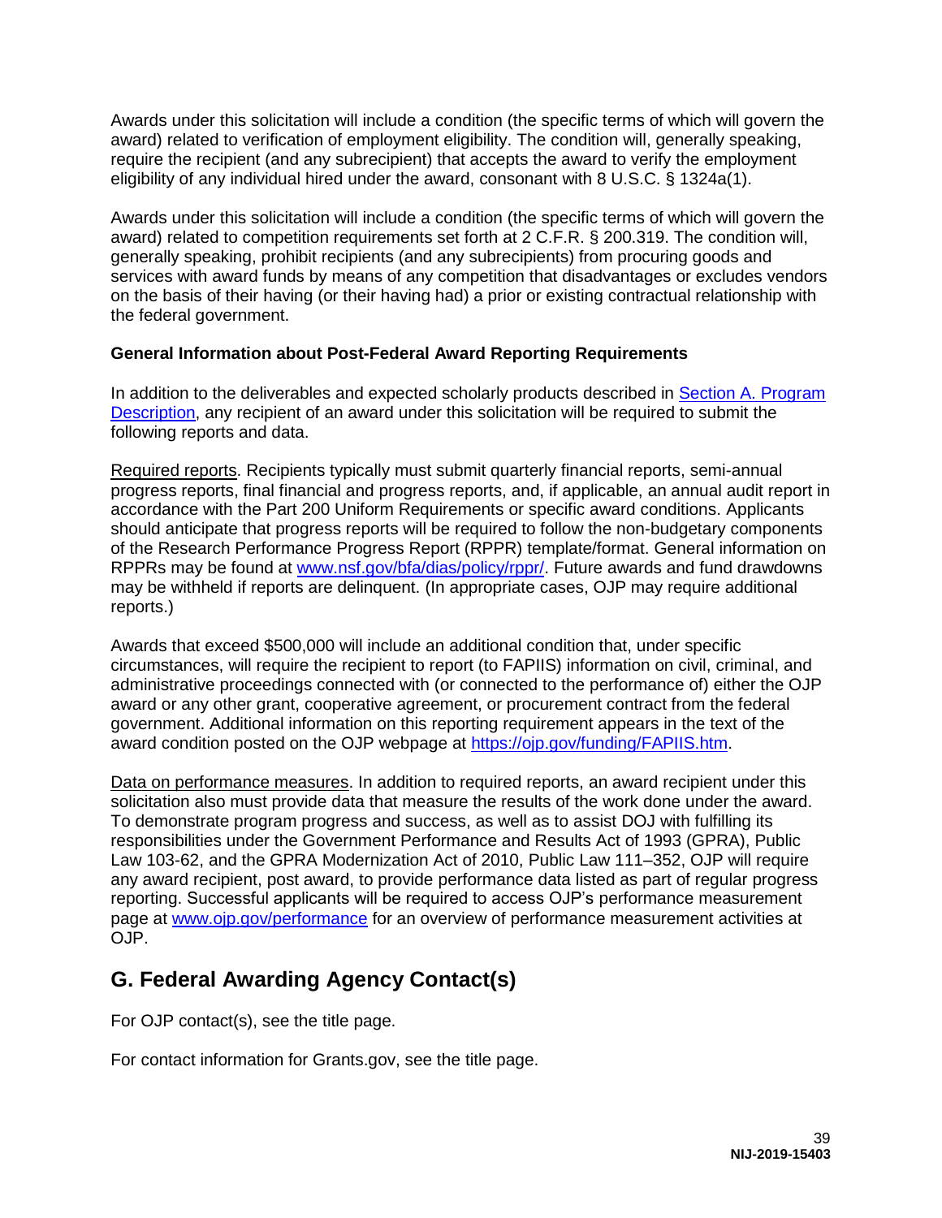Awards under this solicitation will include a condition (the specific terms of which will govern the award) related to verification of employment eligibility. The condition will, generally speaking, require the recipient (and any subrecipient) that accepts the award to verify the employment eligibility of any individual hired under the award, consonant with 8 U.S.C. § 1324a(1).

Awards under this solicitation will include a condition (the specific terms of which will govern the award) related to competition requirements set forth at 2 C.F.R. § 200.319. The condition will, generally speaking, prohibit recipients (and any subrecipients) from procuring goods and services with award funds by means of any competition that disadvantages or excludes vendors on the basis of their having (or their having had) a prior or existing contractual relationship with the federal government.

**General Information about Post-Federal Award Reporting Requirements**

In addition to the deliverables and expected scholarly products described in [Section A. Program Description](), any recipient of an award under this solicitation will be required to submit the following reports and data.

Required reports. Recipients typically must submit quarterly financial reports, semi-annual progress reports, final financial and progress reports, and, if applicable, an annual audit report in accordance with the Part 200 Uniform Requirements or specific award conditions. Applicants should anticipate that progress reports will be required to follow the non-budgetary components of the Research Performance Progress Report (RPPR) template/format. General information on RPPRs may be found at [www.nsf.gov/bfa/dias/policy/rppr/](www.nsf.gov/bfa/dias/policy/rppr/). Future awards and fund drawdowns may be withheld if reports are delinquent. (In appropriate cases, OJP may require additional reports.)

Awards that exceed $500,000 will include an additional condition that, under specific circumstances, will require the recipient to report (to FAPIIS) information on civil, criminal, and administrative proceedings connected with (or connected to the performance of) either the OJP award or any other grant, cooperative agreement, or procurement contract from the federal government. Additional information on this reporting requirement appears in the text of the award condition posted on the OJP webpage at [https://ojp.gov/funding/FAPIIS.htm](https://ojp.gov/funding/FAPIIS.htm).

Data on performance measures. In addition to required reports, an award recipient under this solicitation also must provide data that measure the results of the work done under the award. To demonstrate program progress and success, as well as to assist DOJ with fulfilling its responsibilities under the Government Performance and Results Act of 1993 (GPRA), Public Law 103-62, and the GPRA Modernization Act of 2010, Public Law 111–352, OJP will require any award recipient, post award, to provide performance data listed as part of regular progress reporting. Successful applicants will be required to access OJP's performance measurement page at [www.ojp.gov/performance](www.ojp.gov/performance) for an overview of performance measurement activities at OJP.

## G. Federal Awarding Agency Contact(s)

For OJP contact(s), see the title page.

For contact information for Grants.gov, see the title page.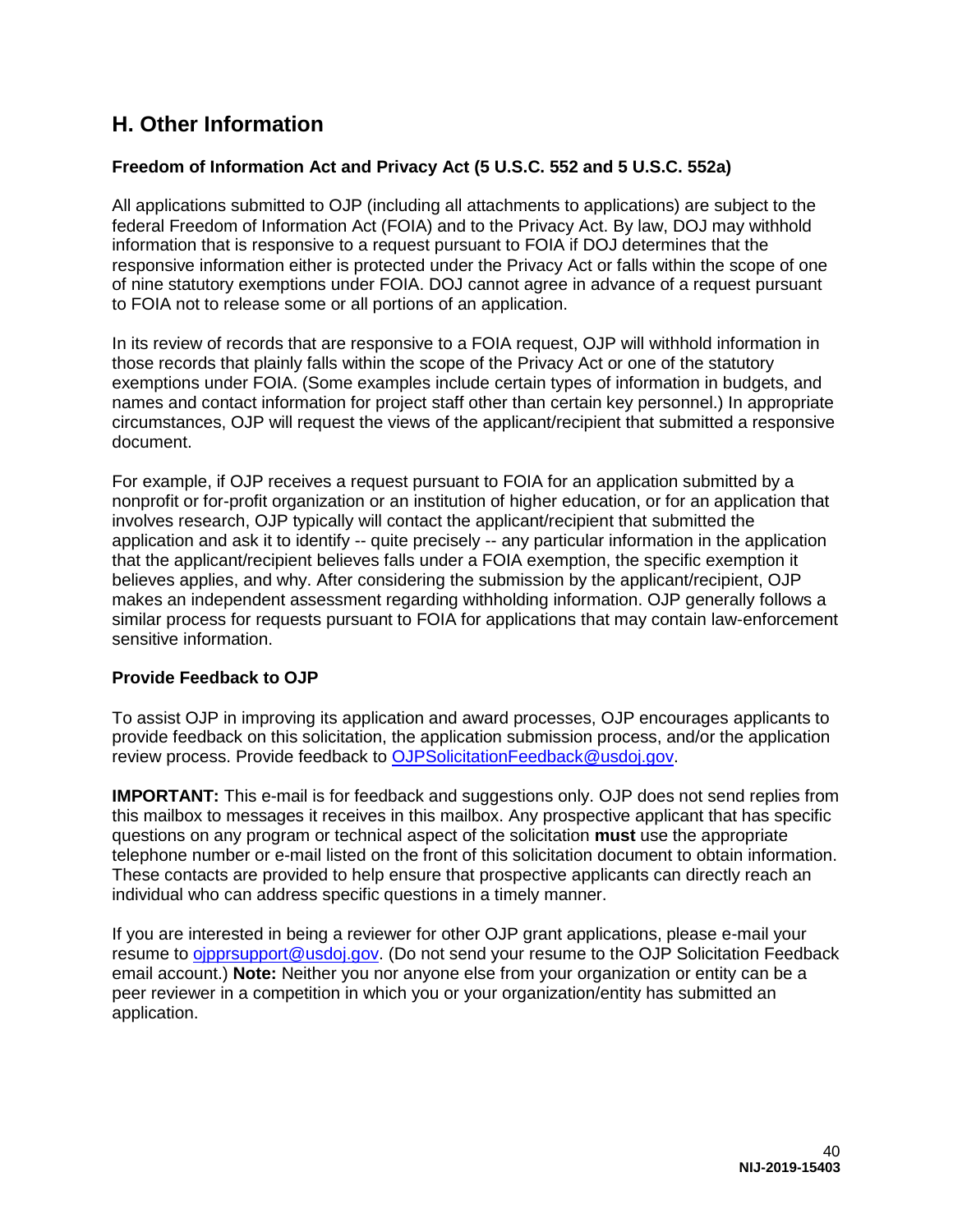## H. Other Information

### Freedom of Information Act and Privacy Act (5 U.S.C. 552 and 5 U.S.C. 552a)

All applications submitted to OJP (including all attachments to applications) are subject to the federal Freedom of Information Act (FOIA) and to the Privacy Act. By law, DOJ may withhold information that is responsive to a request pursuant to FOIA if DOJ determines that the responsive information either is protected under the Privacy Act or falls within the scope of one of nine statutory exemptions under FOIA. DOJ cannot agree in advance of a request pursuant to FOIA not to release some or all portions of an application.

In its review of records that are responsive to a FOIA request, OJP will withhold information in those records that plainly falls within the scope of the Privacy Act or one of the statutory exemptions under FOIA. (Some examples include certain types of information in budgets, and names and contact information for project staff other than certain key personnel.) In appropriate circumstances, OJP will request the views of the applicant/recipient that submitted a responsive document.

For example, if OJP receives a request pursuant to FOIA for an application submitted by a nonprofit or for-profit organization or an institution of higher education, or for an application that involves research, OJP typically will contact the applicant/recipient that submitted the application and ask it to identify -- quite precisely -- any particular information in the application that the applicant/recipient believes falls under a FOIA exemption, the specific exemption it believes applies, and why. After considering the submission by the applicant/recipient, OJP makes an independent assessment regarding withholding information. OJP generally follows a similar process for requests pursuant to FOIA for applications that may contain law-enforcement sensitive information.

### Provide Feedback to OJP

To assist OJP in improving its application and award processes, OJP encourages applicants to provide feedback on this solicitation, the application submission process, and/or the application review process. Provide feedback to OJPSolicitationFeedback@usdoj.gov.

**IMPORTANT:** This e-mail is for feedback and suggestions only. OJP does not send replies from this mailbox to messages it receives in this mailbox. Any prospective applicant that has specific questions on any program or technical aspect of the solicitation **must** use the appropriate telephone number or e-mail listed on the front of this solicitation document to obtain information. These contacts are provided to help ensure that prospective applicants can directly reach an individual who can address specific questions in a timely manner.

If you are interested in being a reviewer for other OJP grant applications, please e-mail your resume to ojpprsupport@usdoj.gov. (Do not send your resume to the OJP Solicitation Feedback email account.) **Note:** Neither you nor anyone else from your organization or entity can be a peer reviewer in a competition in which you or your organization/entity has submitted an application.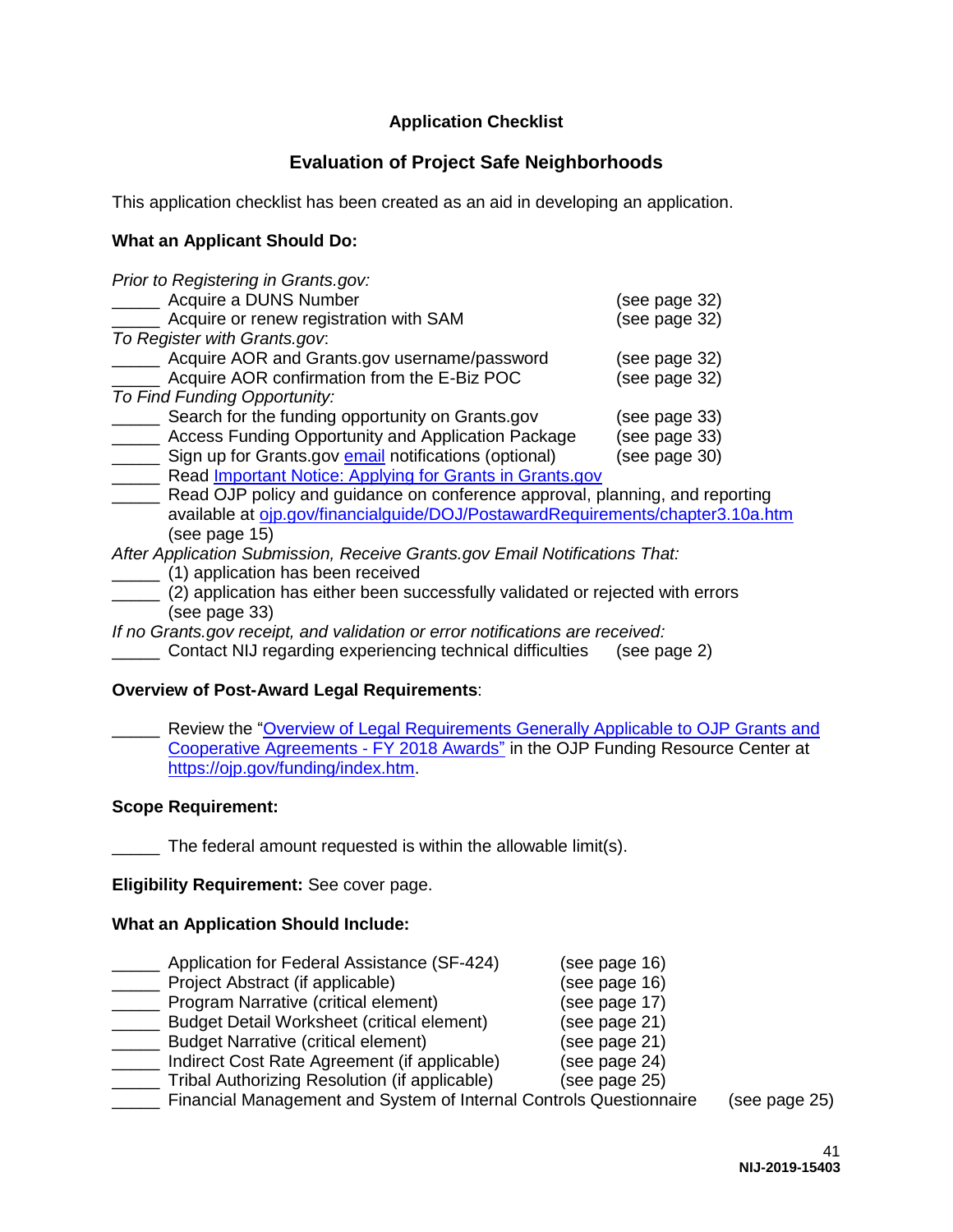## Application Checklist

## Evaluation of Project Safe Neighborhoods

This application checklist has been created as an aid in developing an application.

**What an Applicant Should Do:**

*Prior to Registering in Grants.gov:*

_____ Acquire a DUNS Number (see page 32)
_____ Acquire or renew registration with SAM (see page 32)

*To Register with Grants.gov:*

_____ Acquire AOR and Grants.gov username/password (see page 32)
_____ Acquire AOR confirmation from the E-Biz POC (see page 32)

*To Find Funding Opportunity:*

_____ Search for the funding opportunity on Grants.gov (see page 33)
_____ Access Funding Opportunity and Application Package (see page 33)
_____ Sign up for Grants.gov email notifications (optional) (see page 30)
_____ Read Important Notice: Applying for Grants in Grants.gov
_____ Read OJP policy and guidance on conference approval, planning, and reporting available at ojp.gov/financialguide/DOJ/PostawardRequirements/chapter3.10a.htm (see page 15)

*After Application Submission, Receive Grants.gov Email Notifications That:*

_____ (1) application has been received
_____ (2) application has either been successfully validated or rejected with errors (see page 33)

*If no Grants.gov receipt, and validation or error notifications are received:*

_____ Contact NIJ regarding experiencing technical difficulties (see page 2)

**Overview of Post-Award Legal Requirements**:

_____ Review the "Overview of Legal Requirements Generally Applicable to OJP Grants and Cooperative Agreements - FY 2018 Awards" in the OJP Funding Resource Center at https://ojp.gov/funding/index.htm.

**Scope Requirement:**

_____ The federal amount requested is within the allowable limit(s).

**Eligibility Requirement:** See cover page.

**What an Application Should Include:**

_____ Application for Federal Assistance (SF-424) (see page 16)
_____ Project Abstract (if applicable) (see page 16)
_____ Program Narrative (critical element) (see page 17)
_____ Budget Detail Worksheet (critical element) (see page 21)
_____ Budget Narrative (critical element) (see page 21)
_____ Indirect Cost Rate Agreement (if applicable) (see page 24)
_____ Tribal Authorizing Resolution (if applicable) (see page 25)
_____ Financial Management and System of Internal Controls Questionnaire (see page 25)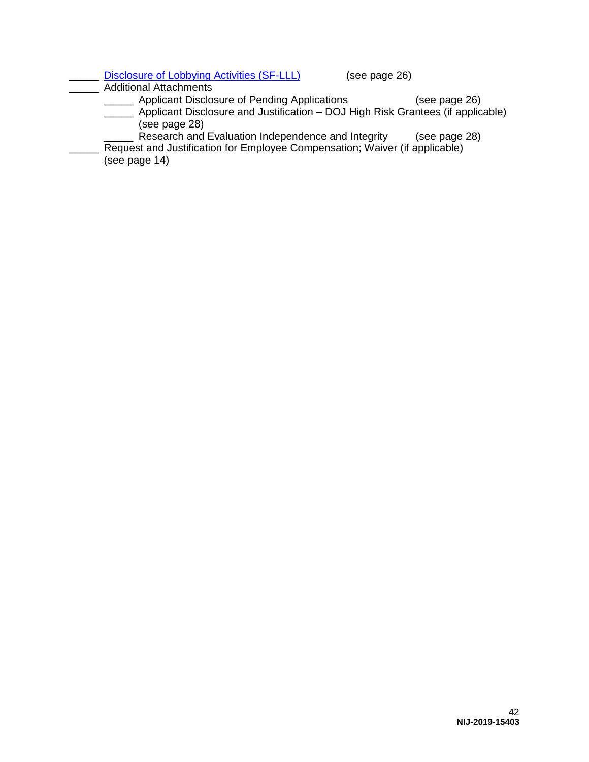_____ [Disclosure of Lobbying Activities (SF-LLL)] (see page 26)

_____ Additional Attachments

- _____ Applicant Disclosure of Pending Applications (see page 26)
- _____ Applicant Disclosure and Justification – DOJ High Risk Grantees (if applicable) (see page 28)
- _____ Research and Evaluation Independence and Integrity (see page 28)

_____ Request and Justification for Employee Compensation; Waiver (if applicable) (see page 14)